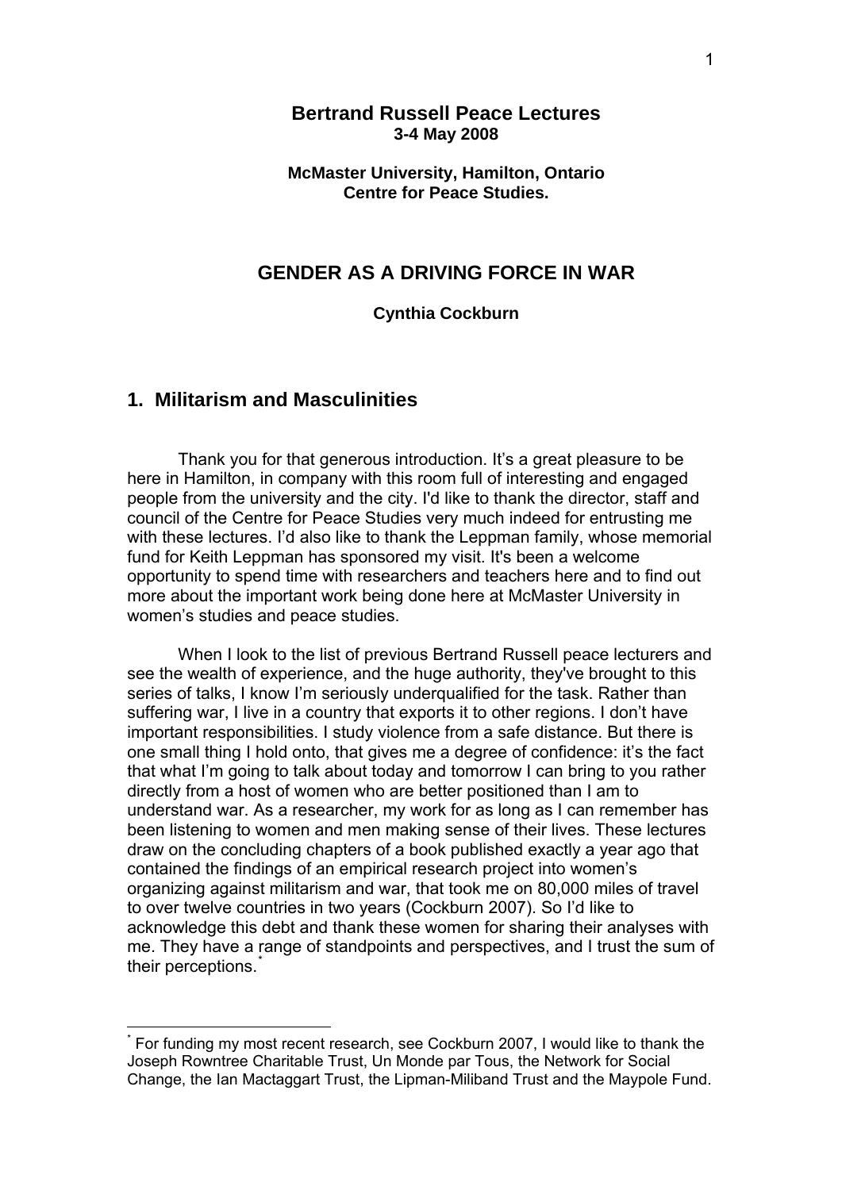**Bertrand Russell Peace Lectures**
**3-4 May 2008**

**McMaster University, Hamilton, Ontario**
**Centre for Peace Studies.**

# GENDER AS A DRIVING FORCE IN WAR

**Cynthia Cockburn**

## 1. Militarism and Masculinities

Thank you for that generous introduction. It's a great pleasure to be here in Hamilton, in company with this room full of interesting and engaged people from the university and the city. I'd like to thank the director, staff and council of the Centre for Peace Studies very much indeed for entrusting me with these lectures. I'd also like to thank the Leppman family, whose memorial fund for Keith Leppman has sponsored my visit. It's been a welcome opportunity to spend time with researchers and teachers here and to find out more about the important work being done here at McMaster University in women's studies and peace studies.

When I look to the list of previous Bertrand Russell peace lecturers and see the wealth of experience, and the huge authority, they've brought to this series of talks, I know I'm seriously underqualified for the task. Rather than suffering war, I live in a country that exports it to other regions. I don't have important responsibilities. I study violence from a safe distance. But there is one small thing I hold onto, that gives me a degree of confidence: it's the fact that what I'm going to talk about today and tomorrow I can bring to you rather directly from a host of women who are better positioned than I am to understand war. As a researcher, my work for as long as I can remember has been listening to women and men making sense of their lives. These lectures draw on the concluding chapters of a book published exactly a year ago that contained the findings of an empirical research project into women's organizing against militarism and war, that took me on 80,000 miles of travel to over twelve countries in two years (Cockburn 2007). So I'd like to acknowledge this debt and thank these women for sharing their analyses with me. They have a range of standpoints and perspectives, and I trust the sum of their perceptions.[*]

---

[*] For funding my most recent research, see Cockburn 2007, I would like to thank the Joseph Rowntree Charitable Trust, Un Monde par Tous, the Network for Social Change, the Ian Mactaggart Trust, the Lipman-Miliband Trust and the Maypole Fund.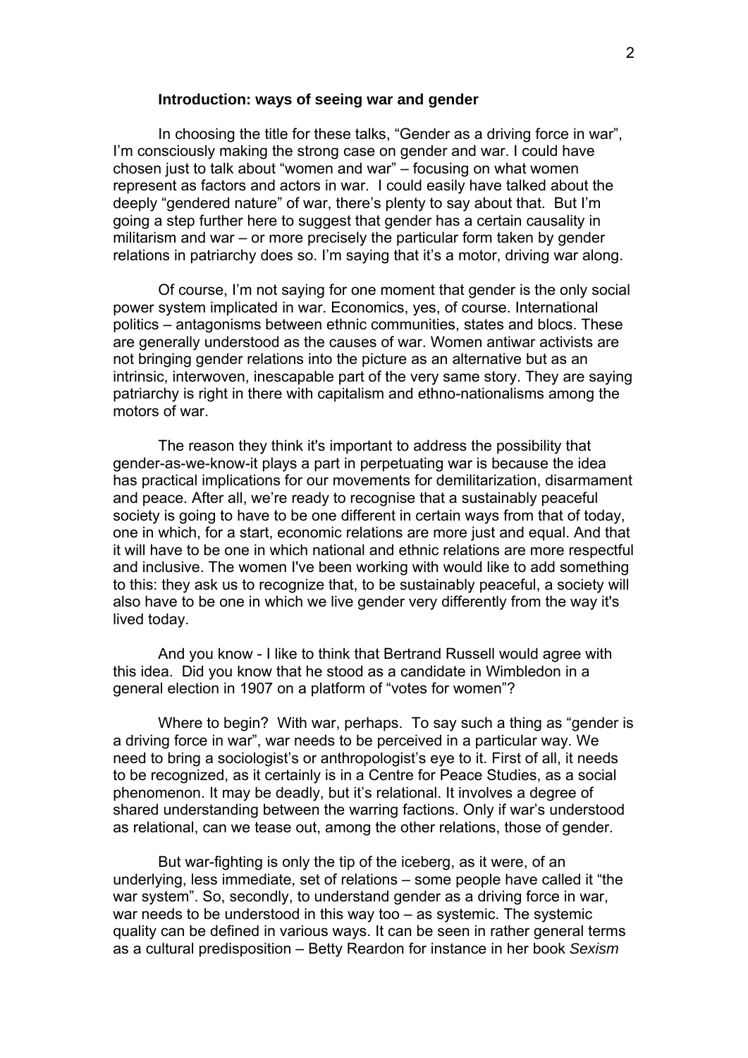### Introduction: ways of seeing war and gender

In choosing the title for these talks, "Gender as a driving force in war", I'm consciously making the strong case on gender and war. I could have chosen just to talk about "women and war" – focusing on what women represent as factors and actors in war. I could easily have talked about the deeply "gendered nature" of war, there's plenty to say about that. But I'm going a step further here to suggest that gender has a certain causality in militarism and war – or more precisely the particular form taken by gender relations in patriarchy does so. I'm saying that it's a motor, driving war along.

Of course, I'm not saying for one moment that gender is the only social power system implicated in war. Economics, yes, of course. International politics – antagonisms between ethnic communities, states and blocs. These are generally understood as the causes of war. Women antiwar activists are not bringing gender relations into the picture as an alternative but as an intrinsic, interwoven, inescapable part of the very same story. They are saying patriarchy is right in there with capitalism and ethno-nationalisms among the motors of war.

The reason they think it's important to address the possibility that gender-as-we-know-it plays a part in perpetuating war is because the idea has practical implications for our movements for demilitarization, disarmament and peace. After all, we're ready to recognise that a sustainably peaceful society is going to have to be one different in certain ways from that of today, one in which, for a start, economic relations are more just and equal. And that it will have to be one in which national and ethnic relations are more respectful and inclusive. The women I've been working with would like to add something to this: they ask us to recognize that, to be sustainably peaceful, a society will also have to be one in which we live gender very differently from the way it's lived today.

And you know - I like to think that Bertrand Russell would agree with this idea. Did you know that he stood as a candidate in Wimbledon in a general election in 1907 on a platform of "votes for women"?

Where to begin? With war, perhaps. To say such a thing as "gender is a driving force in war", war needs to be perceived in a particular way. We need to bring a sociologist's or anthropologist's eye to it. First of all, it needs to be recognized, as it certainly is in a Centre for Peace Studies, as a social phenomenon. It may be deadly, but it's relational. It involves a degree of shared understanding between the warring factions. Only if war's understood as relational, can we tease out, among the other relations, those of gender.

But war-fighting is only the tip of the iceberg, as it were, of an underlying, less immediate, set of relations – some people have called it "the war system". So, secondly, to understand gender as a driving force in war, war needs to be understood in this way too – as systemic. The systemic quality can be defined in various ways. It can be seen in rather general terms as a cultural predisposition – Betty Reardon for instance in her book *Sexism*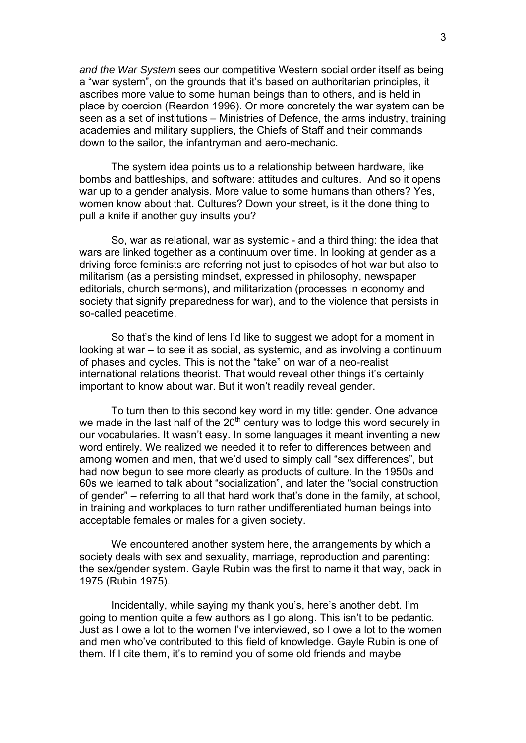*and the War System* sees our competitive Western social order itself as being a "war system", on the grounds that it's based on authoritarian principles, it ascribes more value to some human beings than to others, and is held in place by coercion (Reardon 1996). Or more concretely the war system can be seen as a set of institutions – Ministries of Defence, the arms industry, training academies and military suppliers, the Chiefs of Staff and their commands down to the sailor, the infantryman and aero-mechanic.

The system idea points us to a relationship between hardware, like bombs and battleships, and software: attitudes and cultures. And so it opens war up to a gender analysis. More value to some humans than others? Yes, women know about that. Cultures? Down your street, is it the done thing to pull a knife if another guy insults you?

So, war as relational, war as systemic - and a third thing: the idea that wars are linked together as a continuum over time. In looking at gender as a driving force feminists are referring not just to episodes of hot war but also to militarism (as a persisting mindset, expressed in philosophy, newspaper editorials, church sermons), and militarization (processes in economy and society that signify preparedness for war), and to the violence that persists in so-called peacetime.

So that's the kind of lens I'd like to suggest we adopt for a moment in looking at war – to see it as social, as systemic, and as involving a continuum of phases and cycles. This is not the "take" on war of a neo-realist international relations theorist. That would reveal other things it's certainly important to know about war. But it won't readily reveal gender.

To turn then to this second key word in my title: gender. One advance we made in the last half of the 20th century was to lodge this word securely in our vocabularies. It wasn't easy. In some languages it meant inventing a new word entirely. We realized we needed it to refer to differences between and among women and men, that we'd used to simply call "sex differences", but had now begun to see more clearly as products of culture. In the 1950s and 60s we learned to talk about "socialization", and later the "social construction of gender" – referring to all that hard work that's done in the family, at school, in training and workplaces to turn rather undifferentiated human beings into acceptable females or males for a given society.

We encountered another system here, the arrangements by which a society deals with sex and sexuality, marriage, reproduction and parenting: the sex/gender system. Gayle Rubin was the first to name it that way, back in 1975 (Rubin 1975).

Incidentally, while saying my thank you's, here's another debt. I'm going to mention quite a few authors as I go along. This isn't to be pedantic. Just as I owe a lot to the women I've interviewed, so I owe a lot to the women and men who've contributed to this field of knowledge. Gayle Rubin is one of them. If I cite them, it's to remind you of some old friends and maybe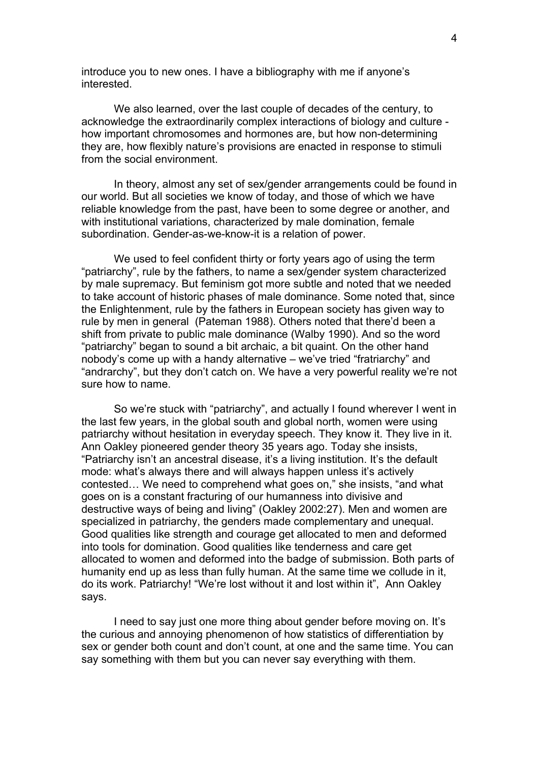introduce you to new ones. I have a bibliography with me if anyone's interested.

We also learned, over the last couple of decades of the century, to acknowledge the extraordinarily complex interactions of biology and culture - how important chromosomes and hormones are, but how non-determining they are, how flexibly nature's provisions are enacted in response to stimuli from the social environment.

In theory, almost any set of sex/gender arrangements could be found in our world. But all societies we know of today, and those of which we have reliable knowledge from the past, have been to some degree or another, and with institutional variations, characterized by male domination, female subordination. Gender-as-we-know-it is a relation of power.

We used to feel confident thirty or forty years ago of using the term "patriarchy", rule by the fathers, to name a sex/gender system characterized by male supremacy. But feminism got more subtle and noted that we needed to take account of historic phases of male dominance. Some noted that, since the Enlightenment, rule by the fathers in European society has given way to rule by men in general (Pateman 1988). Others noted that there'd been a shift from private to public male dominance (Walby 1990). And so the word "patriarchy" began to sound a bit archaic, a bit quaint. On the other hand nobody's come up with a handy alternative – we've tried "fratriarchy" and "andrarchy", but they don't catch on. We have a very powerful reality we're not sure how to name.

So we're stuck with "patriarchy", and actually I found wherever I went in the last few years, in the global south and global north, women were using patriarchy without hesitation in everyday speech. They know it. They live in it. Ann Oakley pioneered gender theory 35 years ago. Today she insists, "Patriarchy isn't an ancestral disease, it's a living institution. It's the default mode: what's always there and will always happen unless it's actively contested… We need to comprehend what goes on," she insists, "and what goes on is a constant fracturing of our humanness into divisive and destructive ways of being and living" (Oakley 2002:27). Men and women are specialized in patriarchy, the genders made complementary and unequal. Good qualities like strength and courage get allocated to men and deformed into tools for domination. Good qualities like tenderness and care get allocated to women and deformed into the badge of submission. Both parts of humanity end up as less than fully human. At the same time we collude in it, do its work. Patriarchy! "We're lost without it and lost within it", Ann Oakley says.

I need to say just one more thing about gender before moving on. It's the curious and annoying phenomenon of how statistics of differentiation by sex or gender both count and don't count, at one and the same time. You can say something with them but you can never say everything with them.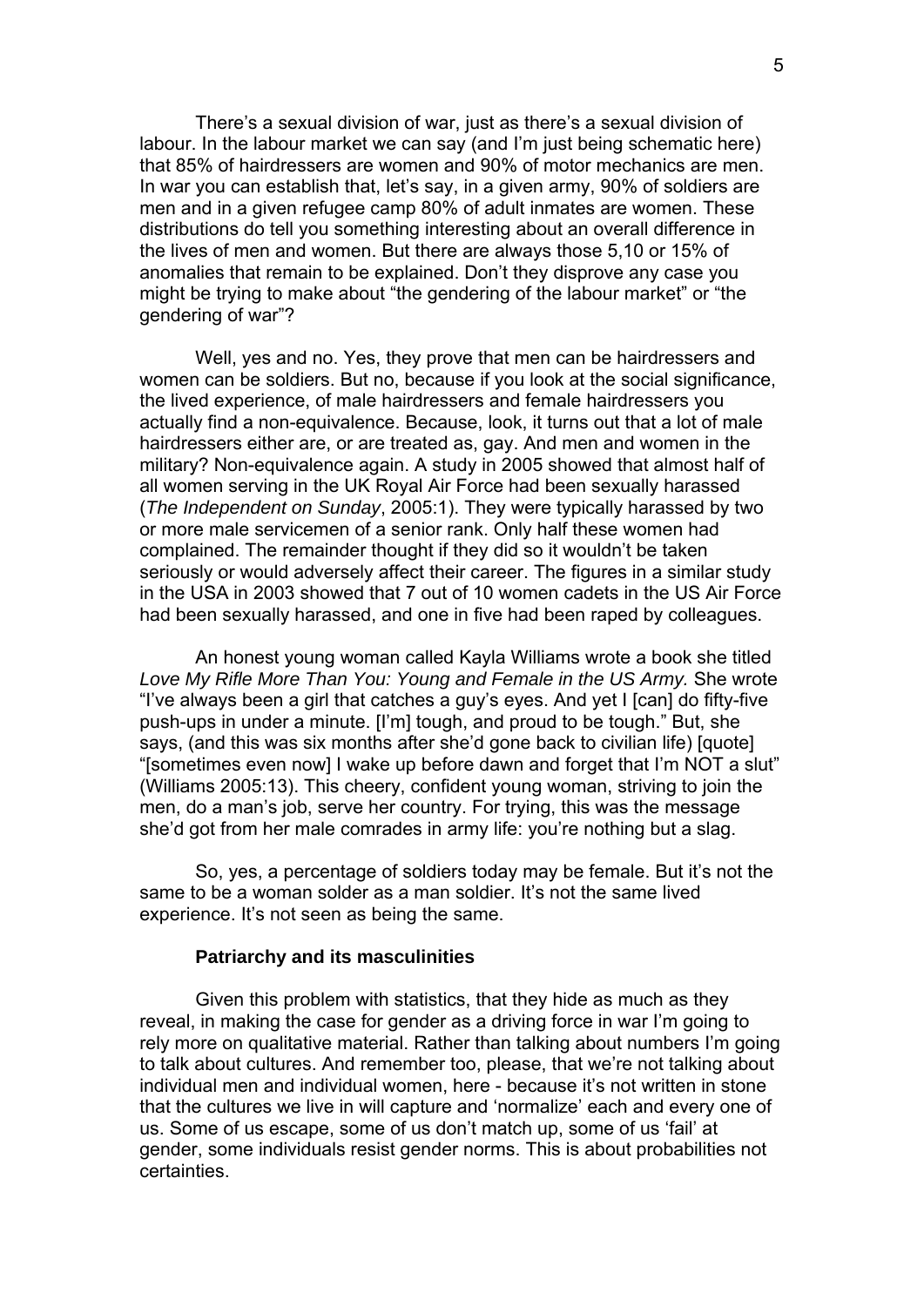There's a sexual division of war, just as there's a sexual division of labour. In the labour market we can say (and I'm just being schematic here) that 85% of hairdressers are women and 90% of motor mechanics are men. In war you can establish that, let's say, in a given army, 90% of soldiers are men and in a given refugee camp 80% of adult inmates are women. These distributions do tell you something interesting about an overall difference in the lives of men and women. But there are always those 5,10 or 15% of anomalies that remain to be explained. Don't they disprove any case you might be trying to make about "the gendering of the labour market" or "the gendering of war"?

Well, yes and no. Yes, they prove that men can be hairdressers and women can be soldiers. But no, because if you look at the social significance, the lived experience, of male hairdressers and female hairdressers you actually find a non-equivalence. Because, look, it turns out that a lot of male hairdressers either are, or are treated as, gay. And men and women in the military? Non-equivalence again. A study in 2005 showed that almost half of all women serving in the UK Royal Air Force had been sexually harassed (*The Independent on Sunday*, 2005:1). They were typically harassed by two or more male servicemen of a senior rank. Only half these women had complained. The remainder thought if they did so it wouldn't be taken seriously or would adversely affect their career. The figures in a similar study in the USA in 2003 showed that 7 out of 10 women cadets in the US Air Force had been sexually harassed, and one in five had been raped by colleagues.

An honest young woman called Kayla Williams wrote a book she titled *Love My Rifle More Than You: Young and Female in the US Army.* She wrote "I've always been a girl that catches a guy's eyes. And yet I [can] do fifty-five push-ups in under a minute. [I'm] tough, and proud to be tough." But, she says, (and this was six months after she'd gone back to civilian life) [quote] "[sometimes even now] I wake up before dawn and forget that I'm NOT a slut" (Williams 2005:13). This cheery, confident young woman, striving to join the men, do a man's job, serve her country. For trying, this was the message she'd got from her male comrades in army life: you're nothing but a slag.

So, yes, a percentage of soldiers today may be female. But it's not the same to be a woman solder as a man soldier. It's not the same lived experience. It's not seen as being the same.

### Patriarchy and its masculinities

Given this problem with statistics, that they hide as much as they reveal, in making the case for gender as a driving force in war I'm going to rely more on qualitative material. Rather than talking about numbers I'm going to talk about cultures. And remember too, please, that we're not talking about individual men and individual women, here - because it's not written in stone that the cultures we live in will capture and 'normalize' each and every one of us. Some of us escape, some of us don't match up, some of us 'fail' at gender, some individuals resist gender norms. This is about probabilities not certainties.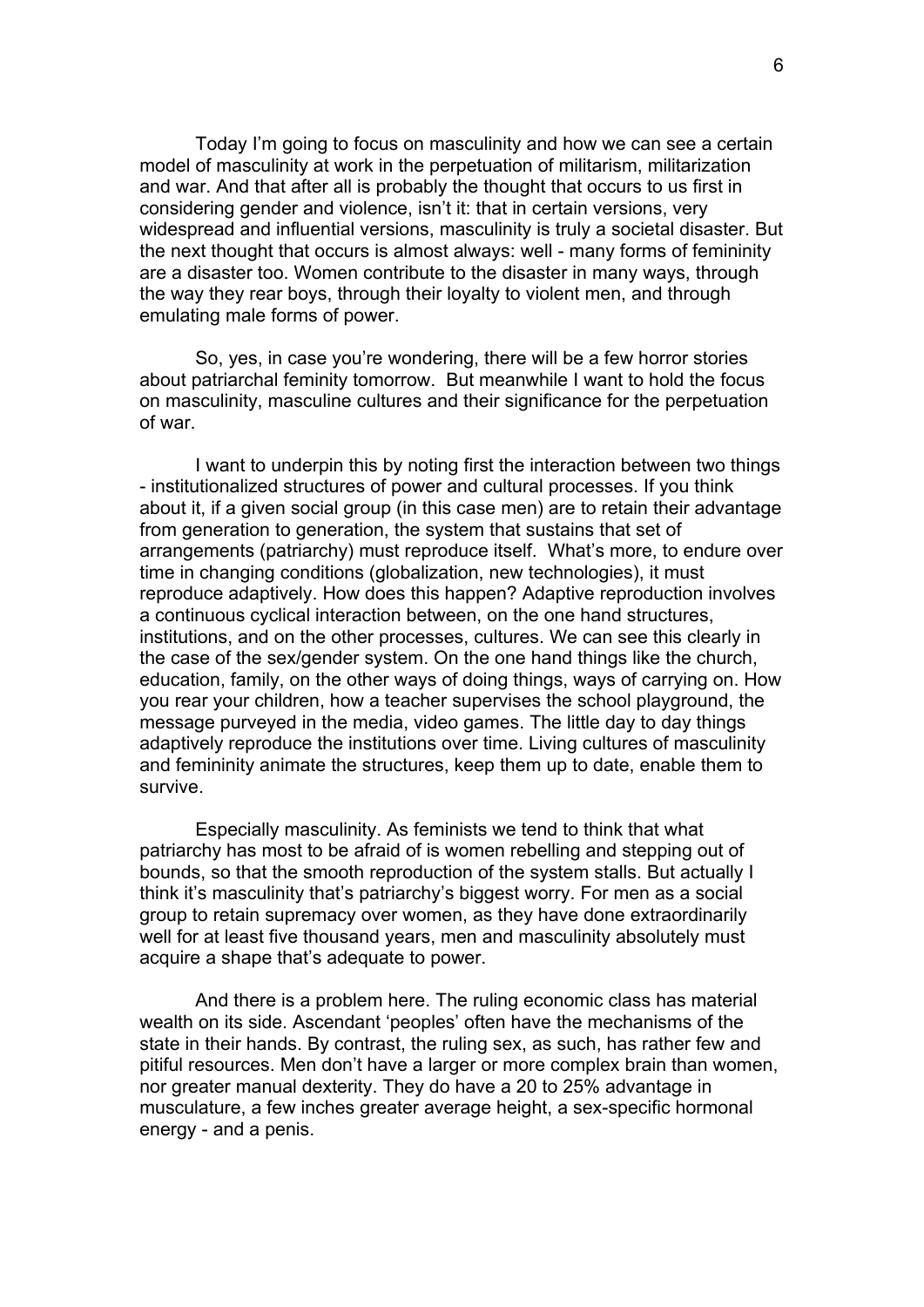Today I'm going to focus on masculinity and how we can see a certain model of masculinity at work in the perpetuation of militarism, militarization and war. And that after all is probably the thought that occurs to us first in considering gender and violence, isn't it: that in certain versions, very widespread and influential versions, masculinity is truly a societal disaster. But the next thought that occurs is almost always: well - many forms of femininity are a disaster too. Women contribute to the disaster in many ways, through the way they rear boys, through their loyalty to violent men, and through emulating male forms of power.

So, yes, in case you're wondering, there will be a few horror stories about patriarchal feminity tomorrow. But meanwhile I want to hold the focus on masculinity, masculine cultures and their significance for the perpetuation of war.

I want to underpin this by noting first the interaction between two things - institutionalized structures of power and cultural processes. If you think about it, if a given social group (in this case men) are to retain their advantage from generation to generation, the system that sustains that set of arrangements (patriarchy) must reproduce itself. What's more, to endure over time in changing conditions (globalization, new technologies), it must reproduce adaptively. How does this happen? Adaptive reproduction involves a continuous cyclical interaction between, on the one hand structures, institutions, and on the other processes, cultures. We can see this clearly in the case of the sex/gender system. On the one hand things like the church, education, family, on the other ways of doing things, ways of carrying on. How you rear your children, how a teacher supervises the school playground, the message purveyed in the media, video games. The little day to day things adaptively reproduce the institutions over time. Living cultures of masculinity and femininity animate the structures, keep them up to date, enable them to survive.

Especially masculinity. As feminists we tend to think that what patriarchy has most to be afraid of is women rebelling and stepping out of bounds, so that the smooth reproduction of the system stalls. But actually I think it's masculinity that's patriarchy's biggest worry. For men as a social group to retain supremacy over women, as they have done extraordinarily well for at least five thousand years, men and masculinity absolutely must acquire a shape that's adequate to power.

And there is a problem here. The ruling economic class has material wealth on its side. Ascendant 'peoples' often have the mechanisms of the state in their hands. By contrast, the ruling sex, as such, has rather few and pitiful resources. Men don't have a larger or more complex brain than women, nor greater manual dexterity. They do have a 20 to 25% advantage in musculature, a few inches greater average height, a sex-specific hormonal energy - and a penis.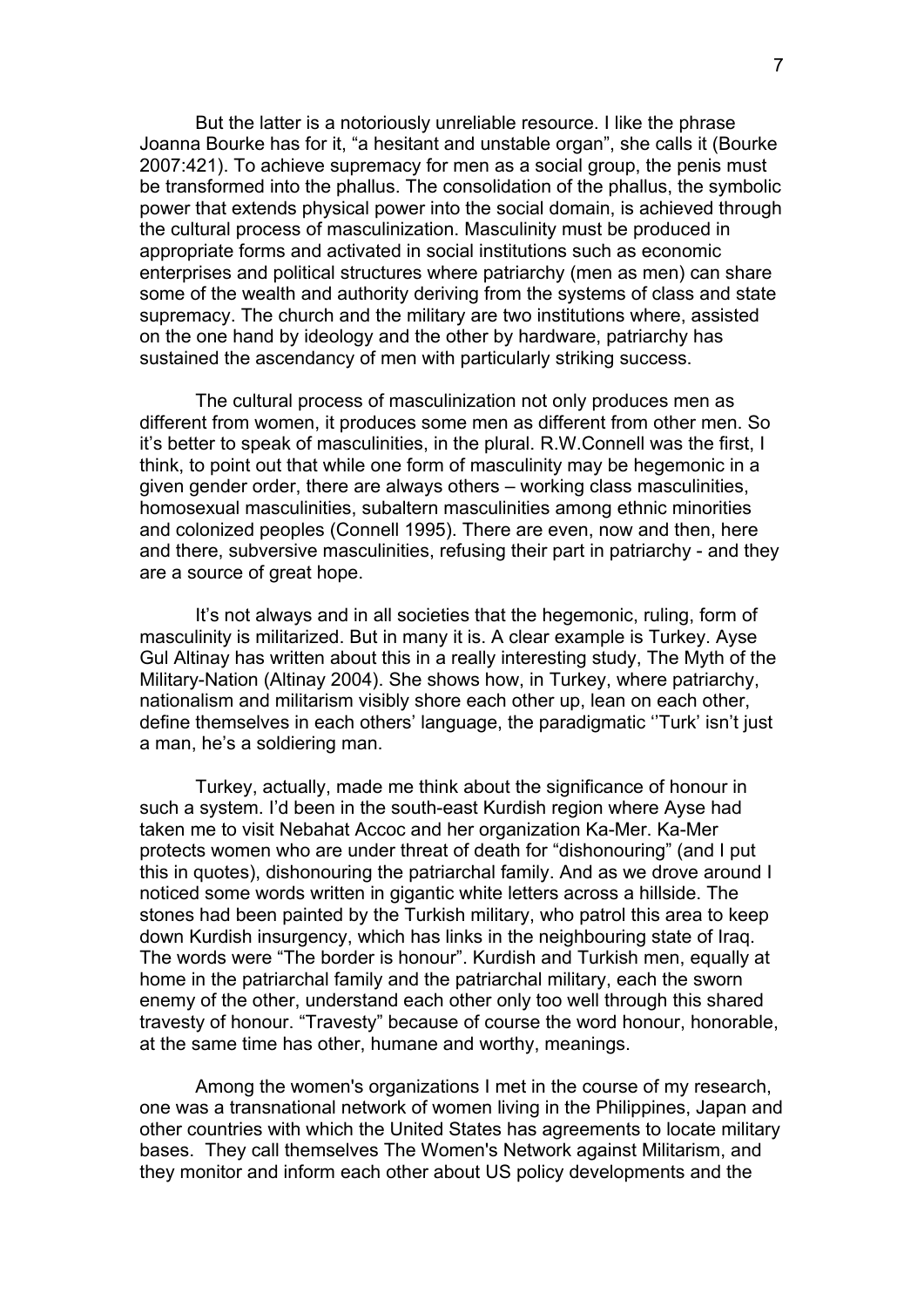But the latter is a notoriously unreliable resource. I like the phrase Joanna Bourke has for it, “a hesitant and unstable organ”, she calls it (Bourke 2007:421). To achieve supremacy for men as a social group, the penis must be transformed into the phallus. The consolidation of the phallus, the symbolic power that extends physical power into the social domain, is achieved through the cultural process of masculinization. Masculinity must be produced in appropriate forms and activated in social institutions such as economic enterprises and political structures where patriarchy (men as men) can share some of the wealth and authority deriving from the systems of class and state supremacy. The church and the military are two institutions where, assisted on the one hand by ideology and the other by hardware, patriarchy has sustained the ascendancy of men with particularly striking success.

The cultural process of masculinization not only produces men as different from women, it produces some men as different from other men. So it’s better to speak of masculinities, in the plural. R.W.Connell was the first, I think, to point out that while one form of masculinity may be hegemonic in a given gender order, there are always others – working class masculinities, homosexual masculinities, subaltern masculinities among ethnic minorities and colonized peoples (Connell 1995). There are even, now and then, here and there, subversive masculinities, refusing their part in patriarchy - and they are a source of great hope.

It’s not always and in all societies that the hegemonic, ruling, form of masculinity is militarized. But in many it is. A clear example is Turkey. Ayse Gul Altinay has written about this in a really interesting study, The Myth of the Military-Nation (Altinay 2004). She shows how, in Turkey, where patriarchy, nationalism and militarism visibly shore each other up, lean on each other, define themselves in each others’ language, the paradigmatic ‘’Turk’ isn’t just a man, he’s a soldiering man.

Turkey, actually, made me think about the significance of honour in such a system. I’d been in the south-east Kurdish region where Ayse had taken me to visit Nebahat Accoc and her organization Ka-Mer. Ka-Mer protects women who are under threat of death for “dishonouring” (and I put this in quotes), dishonouring the patriarchal family. And as we drove around I noticed some words written in gigantic white letters across a hillside. The stones had been painted by the Turkish military, who patrol this area to keep down Kurdish insurgency, which has links in the neighbouring state of Iraq. The words were “The border is honour”. Kurdish and Turkish men, equally at home in the patriarchal family and the patriarchal military, each the sworn enemy of the other, understand each other only too well through this shared travesty of honour. “Travesty” because of course the word honour, honorable, at the same time has other, humane and worthy, meanings.

Among the women's organizations I met in the course of my research, one was a transnational network of women living in the Philippines, Japan and other countries with which the United States has agreements to locate military bases. They call themselves The Women's Network against Militarism, and they monitor and inform each other about US policy developments and the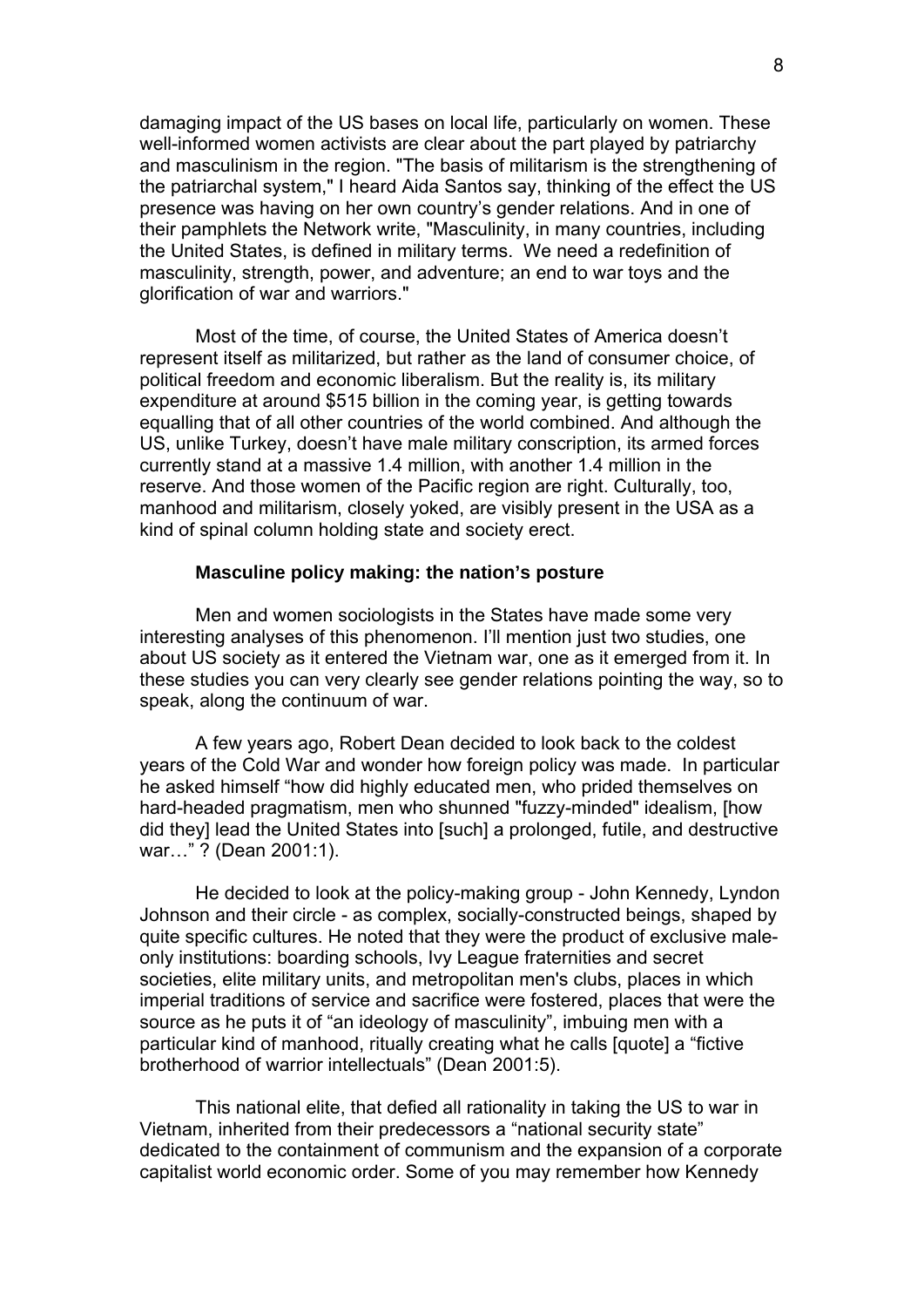damaging impact of the US bases on local life, particularly on women. These well-informed women activists are clear about the part played by patriarchy and masculinism in the region. "The basis of militarism is the strengthening of the patriarchal system," I heard Aida Santos say, thinking of the effect the US presence was having on her own country's gender relations. And in one of their pamphlets the Network write, "Masculinity, in many countries, including the United States, is defined in military terms. We need a redefinition of masculinity, strength, power, and adventure; an end to war toys and the glorification of war and warriors."

Most of the time, of course, the United States of America doesn't represent itself as militarized, but rather as the land of consumer choice, of political freedom and economic liberalism. But the reality is, its military expenditure at around $515 billion in the coming year, is getting towards equalling that of all other countries of the world combined. And although the US, unlike Turkey, doesn't have male military conscription, its armed forces currently stand at a massive 1.4 million, with another 1.4 million in the reserve. And those women of the Pacific region are right. Culturally, too, manhood and militarism, closely yoked, are visibly present in the USA as a kind of spinal column holding state and society erect.

### Masculine policy making: the nation's posture

Men and women sociologists in the States have made some very interesting analyses of this phenomenon. I'll mention just two studies, one about US society as it entered the Vietnam war, one as it emerged from it. In these studies you can very clearly see gender relations pointing the way, so to speak, along the continuum of war.

A few years ago, Robert Dean decided to look back to the coldest years of the Cold War and wonder how foreign policy was made. In particular he asked himself "how did highly educated men, who prided themselves on hard-headed pragmatism, men who shunned "fuzzy-minded" idealism, [how did they] lead the United States into [such] a prolonged, futile, and destructive war…" ? (Dean 2001:1).

He decided to look at the policy-making group - John Kennedy, Lyndon Johnson and their circle - as complex, socially-constructed beings, shaped by quite specific cultures. He noted that they were the product of exclusive male-only institutions: boarding schools, Ivy League fraternities and secret societies, elite military units, and metropolitan men's clubs, places in which imperial traditions of service and sacrifice were fostered, places that were the source as he puts it of "an ideology of masculinity", imbuing men with a particular kind of manhood, ritually creating what he calls [quote] a "fictive brotherhood of warrior intellectuals" (Dean 2001:5).

This national elite, that defied all rationality in taking the US to war in Vietnam, inherited from their predecessors a "national security state" dedicated to the containment of communism and the expansion of a corporate capitalist world economic order. Some of you may remember how Kennedy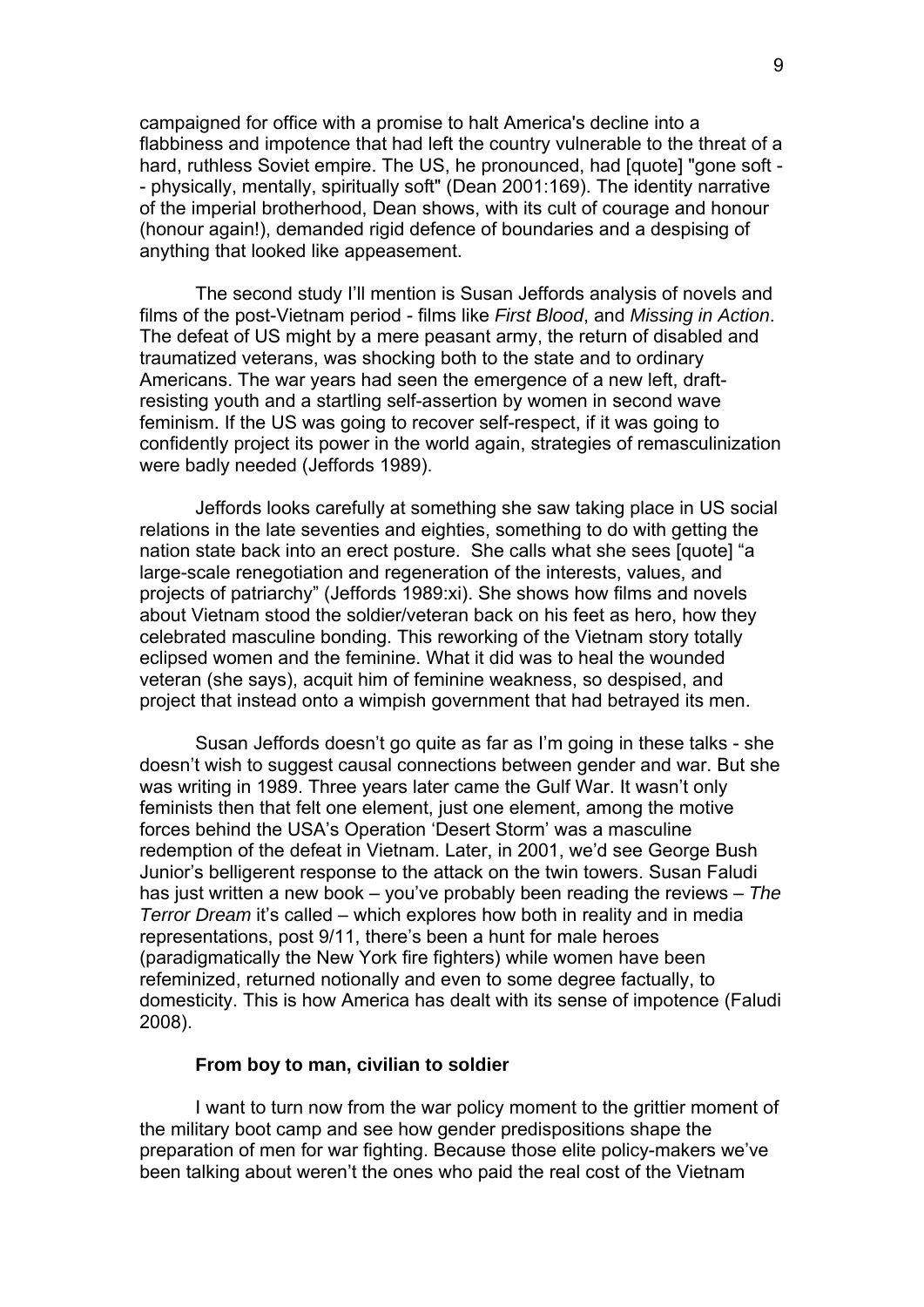campaigned for office with a promise to halt America's decline into a flabbiness and impotence that had left the country vulnerable to the threat of a hard, ruthless Soviet empire. The US, he pronounced, had [quote] "gone soft -- physically, mentally, spiritually soft" (Dean 2001:169). The identity narrative of the imperial brotherhood, Dean shows, with its cult of courage and honour (honour again!), demanded rigid defence of boundaries and a despising of anything that looked like appeasement.

The second study I'll mention is Susan Jeffords analysis of novels and films of the post-Vietnam period - films like *First Blood*, and *Missing in Action*. The defeat of US might by a mere peasant army, the return of disabled and traumatized veterans, was shocking both to the state and to ordinary Americans. The war years had seen the emergence of a new left, draft-resisting youth and a startling self-assertion by women in second wave feminism. If the US was going to recover self-respect, if it was going to confidently project its power in the world again, strategies of remasculinization were badly needed (Jeffords 1989).

Jeffords looks carefully at something she saw taking place in US social relations in the late seventies and eighties, something to do with getting the nation state back into an erect posture. She calls what she sees [quote] "a large-scale renegotiation and regeneration of the interests, values, and projects of patriarchy" (Jeffords 1989:xi). She shows how films and novels about Vietnam stood the soldier/veteran back on his feet as hero, how they celebrated masculine bonding. This reworking of the Vietnam story totally eclipsed women and the feminine. What it did was to heal the wounded veteran (she says), acquit him of feminine weakness, so despised, and project that instead onto a wimpish government that had betrayed its men.

Susan Jeffords doesn't go quite as far as I'm going in these talks - she doesn't wish to suggest causal connections between gender and war. But she was writing in 1989. Three years later came the Gulf War. It wasn't only feminists then that felt one element, just one element, among the motive forces behind the USA's Operation 'Desert Storm' was a masculine redemption of the defeat in Vietnam. Later, in 2001, we'd see George Bush Junior's belligerent response to the attack on the twin towers. Susan Faludi has just written a new book – you've probably been reading the reviews – *The Terror Dream* it's called – which explores how both in reality and in media representations, post 9/11, there's been a hunt for male heroes (paradigmatically the New York fire fighters) while women have been refeminized, returned notionally and even to some degree factually, to domesticity. This is how America has dealt with its sense of impotence (Faludi 2008).

### From boy to man, civilian to soldier

I want to turn now from the war policy moment to the grittier moment of the military boot camp and see how gender predispositions shape the preparation of men for war fighting. Because those elite policy-makers we've been talking about weren't the ones who paid the real cost of the Vietnam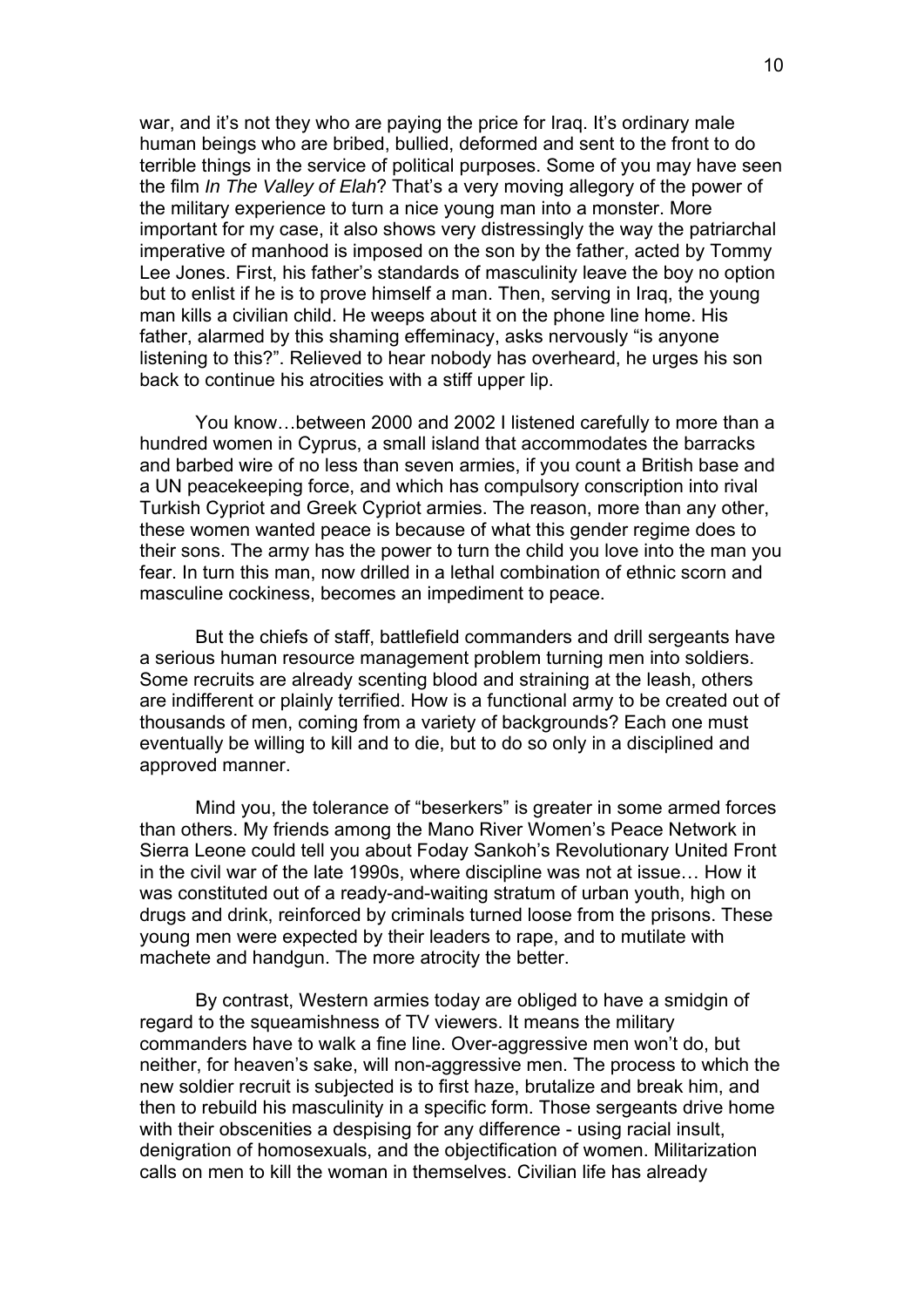war, and it's not they who are paying the price for Iraq. It's ordinary male human beings who are bribed, bullied, deformed and sent to the front to do terrible things in the service of political purposes. Some of you may have seen the film *In The Valley of Elah*? That's a very moving allegory of the power of the military experience to turn a nice young man into a monster. More important for my case, it also shows very distressingly the way the patriarchal imperative of manhood is imposed on the son by the father, acted by Tommy Lee Jones. First, his father's standards of masculinity leave the boy no option but to enlist if he is to prove himself a man. Then, serving in Iraq, the young man kills a civilian child. He weeps about it on the phone line home. His father, alarmed by this shaming effeminacy, asks nervously "is anyone listening to this?". Relieved to hear nobody has overheard, he urges his son back to continue his atrocities with a stiff upper lip.

You know…between 2000 and 2002 I listened carefully to more than a hundred women in Cyprus, a small island that accommodates the barracks and barbed wire of no less than seven armies, if you count a British base and a UN peacekeeping force, and which has compulsory conscription into rival Turkish Cypriot and Greek Cypriot armies. The reason, more than any other, these women wanted peace is because of what this gender regime does to their sons. The army has the power to turn the child you love into the man you fear. In turn this man, now drilled in a lethal combination of ethnic scorn and masculine cockiness, becomes an impediment to peace.

But the chiefs of staff, battlefield commanders and drill sergeants have a serious human resource management problem turning men into soldiers. Some recruits are already scenting blood and straining at the leash, others are indifferent or plainly terrified. How is a functional army to be created out of thousands of men, coming from a variety of backgrounds? Each one must eventually be willing to kill and to die, but to do so only in a disciplined and approved manner.

Mind you, the tolerance of "beserkers" is greater in some armed forces than others. My friends among the Mano River Women's Peace Network in Sierra Leone could tell you about Foday Sankoh's Revolutionary United Front in the civil war of the late 1990s, where discipline was not at issue… How it was constituted out of a ready-and-waiting stratum of urban youth, high on drugs and drink, reinforced by criminals turned loose from the prisons. These young men were expected by their leaders to rape, and to mutilate with machete and handgun. The more atrocity the better.

By contrast, Western armies today are obliged to have a smidgin of regard to the squeamishness of TV viewers. It means the military commanders have to walk a fine line. Over-aggressive men won't do, but neither, for heaven's sake, will non-aggressive men. The process to which the new soldier recruit is subjected is to first haze, brutalize and break him, and then to rebuild his masculinity in a specific form. Those sergeants drive home with their obscenities a despising for any difference - using racial insult, denigration of homosexuals, and the objectification of women. Militarization calls on men to kill the woman in themselves. Civilian life has already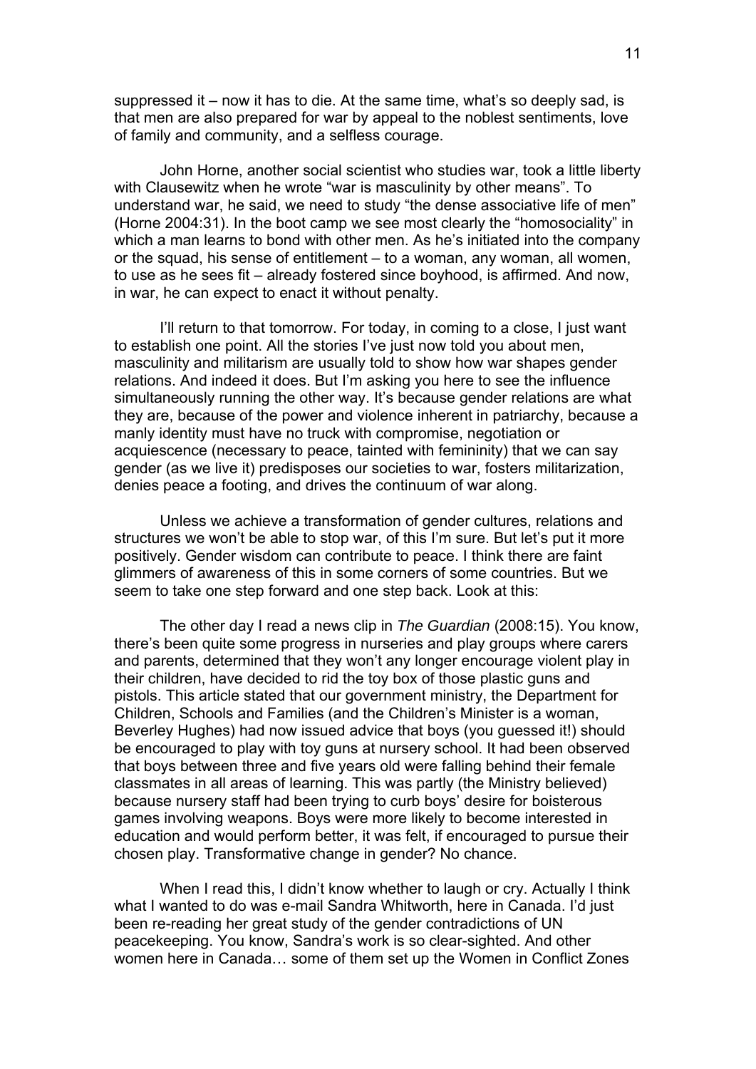suppressed it – now it has to die. At the same time, what's so deeply sad, is that men are also prepared for war by appeal to the noblest sentiments, love of family and community, and a selfless courage.

John Horne, another social scientist who studies war, took a little liberty with Clausewitz when he wrote "war is masculinity by other means". To understand war, he said, we need to study "the dense associative life of men" (Horne 2004:31). In the boot camp we see most clearly the "homosociality" in which a man learns to bond with other men. As he's initiated into the company or the squad, his sense of entitlement – to a woman, any woman, all women, to use as he sees fit – already fostered since boyhood, is affirmed. And now, in war, he can expect to enact it without penalty.

I'll return to that tomorrow. For today, in coming to a close, I just want to establish one point. All the stories I've just now told you about men, masculinity and militarism are usually told to show how war shapes gender relations. And indeed it does. But I'm asking you here to see the influence simultaneously running the other way. It's because gender relations are what they are, because of the power and violence inherent in patriarchy, because a manly identity must have no truck with compromise, negotiation or acquiescence (necessary to peace, tainted with femininity) that we can say gender (as we live it) predisposes our societies to war, fosters militarization, denies peace a footing, and drives the continuum of war along.

Unless we achieve a transformation of gender cultures, relations and structures we won't be able to stop war, of this I'm sure. But let's put it more positively. Gender wisdom can contribute to peace. I think there are faint glimmers of awareness of this in some corners of some countries. But we seem to take one step forward and one step back. Look at this:

The other day I read a news clip in *The Guardian* (2008:15). You know, there's been quite some progress in nurseries and play groups where carers and parents, determined that they won't any longer encourage violent play in their children, have decided to rid the toy box of those plastic guns and pistols. This article stated that our government ministry, the Department for Children, Schools and Families (and the Children's Minister is a woman, Beverley Hughes) had now issued advice that boys (you guessed it!) should be encouraged to play with toy guns at nursery school. It had been observed that boys between three and five years old were falling behind their female classmates in all areas of learning. This was partly (the Ministry believed) because nursery staff had been trying to curb boys' desire for boisterous games involving weapons. Boys were more likely to become interested in education and would perform better, it was felt, if encouraged to pursue their chosen play. Transformative change in gender? No chance.

When I read this, I didn't know whether to laugh or cry. Actually I think what I wanted to do was e-mail Sandra Whitworth, here in Canada. I'd just been re-reading her great study of the gender contradictions of UN peacekeeping. You know, Sandra's work is so clear-sighted. And other women here in Canada… some of them set up the Women in Conflict Zones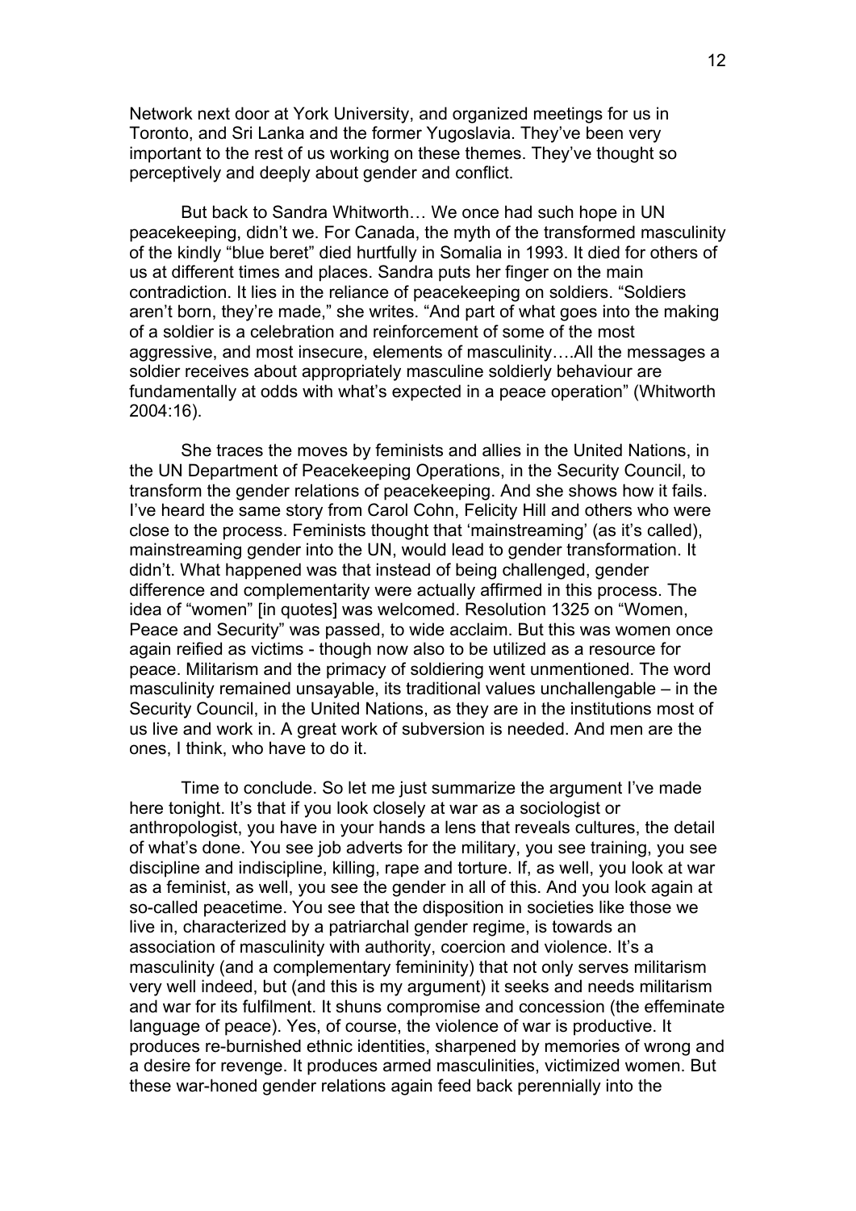Network next door at York University, and organized meetings for us in Toronto, and Sri Lanka and the former Yugoslavia. They've been very important to the rest of us working on these themes. They've thought so perceptively and deeply about gender and conflict.

But back to Sandra Whitworth… We once had such hope in UN peacekeeping, didn't we. For Canada, the myth of the transformed masculinity of the kindly "blue beret" died hurtfully in Somalia in 1993. It died for others of us at different times and places. Sandra puts her finger on the main contradiction. It lies in the reliance of peacekeeping on soldiers. "Soldiers aren't born, they're made," she writes. "And part of what goes into the making of a soldier is a celebration and reinforcement of some of the most aggressive, and most insecure, elements of masculinity….All the messages a soldier receives about appropriately masculine soldierly behaviour are fundamentally at odds with what's expected in a peace operation" (Whitworth 2004:16).

She traces the moves by feminists and allies in the United Nations, in the UN Department of Peacekeeping Operations, in the Security Council, to transform the gender relations of peacekeeping. And she shows how it fails. I've heard the same story from Carol Cohn, Felicity Hill and others who were close to the process. Feminists thought that 'mainstreaming' (as it's called), mainstreaming gender into the UN, would lead to gender transformation. It didn't. What happened was that instead of being challenged, gender difference and complementarity were actually affirmed in this process. The idea of "women" [in quotes] was welcomed. Resolution 1325 on "Women, Peace and Security" was passed, to wide acclaim. But this was women once again reified as victims - though now also to be utilized as a resource for peace. Militarism and the primacy of soldiering went unmentioned. The word masculinity remained unsayable, its traditional values unchallengable – in the Security Council, in the United Nations, as they are in the institutions most of us live and work in. A great work of subversion is needed. And men are the ones, I think, who have to do it.

Time to conclude. So let me just summarize the argument I've made here tonight. It's that if you look closely at war as a sociologist or anthropologist, you have in your hands a lens that reveals cultures, the detail of what's done. You see job adverts for the military, you see training, you see discipline and indiscipline, killing, rape and torture. If, as well, you look at war as a feminist, as well, you see the gender in all of this. And you look again at so-called peacetime. You see that the disposition in societies like those we live in, characterized by a patriarchal gender regime, is towards an association of masculinity with authority, coercion and violence. It's a masculinity (and a complementary femininity) that not only serves militarism very well indeed, but (and this is my argument) it seeks and needs militarism and war for its fulfilment. It shuns compromise and concession (the effeminate language of peace). Yes, of course, the violence of war is productive. It produces re-burnished ethnic identities, sharpened by memories of wrong and a desire for revenge. It produces armed masculinities, victimized women. But these war-honed gender relations again feed back perennially into the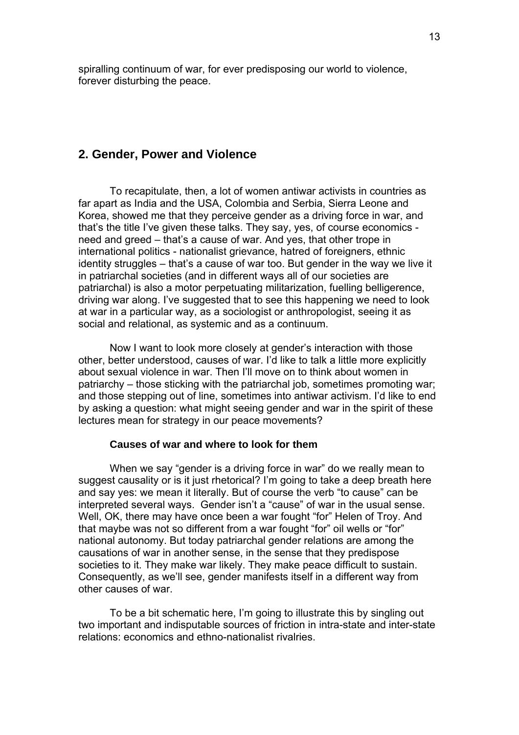spiralling continuum of war, for ever predisposing our world to violence, forever disturbing the peace.

## 2. Gender, Power and Violence

To recapitulate, then, a lot of women antiwar activists in countries as far apart as India and the USA, Colombia and Serbia, Sierra Leone and Korea, showed me that they perceive gender as a driving force in war, and that's the title I've given these talks. They say, yes, of course economics - need and greed – that's a cause of war. And yes, that other trope in international politics - nationalist grievance, hatred of foreigners, ethnic identity struggles – that's a cause of war too. But gender in the way we live it in patriarchal societies (and in different ways all of our societies are patriarchal) is also a motor perpetuating militarization, fuelling belligerence, driving war along. I've suggested that to see this happening we need to look at war in a particular way, as a sociologist or anthropologist, seeing it as social and relational, as systemic and as a continuum.

Now I want to look more closely at gender's interaction with those other, better understood, causes of war. I'd like to talk a little more explicitly about sexual violence in war. Then I'll move on to think about women in patriarchy – those sticking with the patriarchal job, sometimes promoting war; and those stepping out of line, sometimes into antiwar activism. I'd like to end by asking a question: what might seeing gender and war in the spirit of these lectures mean for strategy in our peace movements?

### Causes of war and where to look for them

When we say "gender is a driving force in war" do we really mean to suggest causality or is it just rhetorical? I'm going to take a deep breath here and say yes: we mean it literally. But of course the verb "to cause" can be interpreted several ways. Gender isn't a "cause" of war in the usual sense. Well, OK, there may have once been a war fought "for" Helen of Troy. And that maybe was not so different from a war fought "for" oil wells or "for" national autonomy. But today patriarchal gender relations are among the causations of war in another sense, in the sense that they predispose societies to it. They make war likely. They make peace difficult to sustain. Consequently, as we'll see, gender manifests itself in a different way from other causes of war.

To be a bit schematic here, I'm going to illustrate this by singling out two important and indisputable sources of friction in intra-state and inter-state relations: economics and ethno-nationalist rivalries.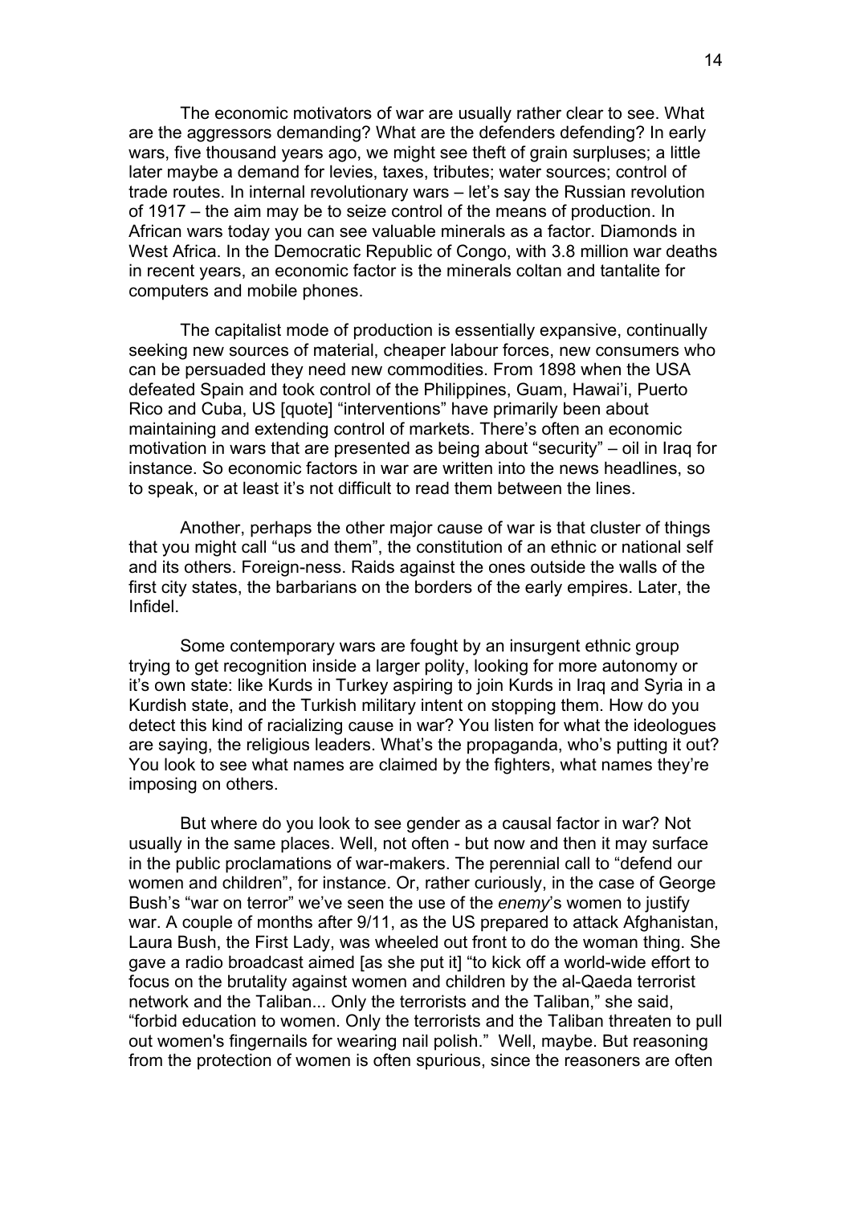The economic motivators of war are usually rather clear to see. What are the aggressors demanding? What are the defenders defending? In early wars, five thousand years ago, we might see theft of grain surpluses; a little later maybe a demand for levies, taxes, tributes; water sources; control of trade routes. In internal revolutionary wars – let's say the Russian revolution of 1917 – the aim may be to seize control of the means of production. In African wars today you can see valuable minerals as a factor. Diamonds in West Africa. In the Democratic Republic of Congo, with 3.8 million war deaths in recent years, an economic factor is the minerals coltan and tantalite for computers and mobile phones.

The capitalist mode of production is essentially expansive, continually seeking new sources of material, cheaper labour forces, new consumers who can be persuaded they need new commodities. From 1898 when the USA defeated Spain and took control of the Philippines, Guam, Hawai'i, Puerto Rico and Cuba, US [quote] "interventions" have primarily been about maintaining and extending control of markets. There's often an economic motivation in wars that are presented as being about "security" – oil in Iraq for instance. So economic factors in war are written into the news headlines, so to speak, or at least it's not difficult to read them between the lines.

Another, perhaps the other major cause of war is that cluster of things that you might call "us and them", the constitution of an ethnic or national self and its others. Foreign-ness. Raids against the ones outside the walls of the first city states, the barbarians on the borders of the early empires. Later, the Infidel.

Some contemporary wars are fought by an insurgent ethnic group trying to get recognition inside a larger polity, looking for more autonomy or it's own state: like Kurds in Turkey aspiring to join Kurds in Iraq and Syria in a Kurdish state, and the Turkish military intent on stopping them. How do you detect this kind of racializing cause in war? You listen for what the ideologues are saying, the religious leaders. What's the propaganda, who's putting it out? You look to see what names are claimed by the fighters, what names they're imposing on others.

But where do you look to see gender as a causal factor in war? Not usually in the same places. Well, not often - but now and then it may surface in the public proclamations of war-makers. The perennial call to "defend our women and children", for instance. Or, rather curiously, in the case of George Bush's "war on terror" we've seen the use of the *enemy*'s women to justify war. A couple of months after 9/11, as the US prepared to attack Afghanistan, Laura Bush, the First Lady, was wheeled out front to do the woman thing. She gave a radio broadcast aimed [as she put it] "to kick off a world-wide effort to focus on the brutality against women and children by the al-Qaeda terrorist network and the Taliban... Only the terrorists and the Taliban," she said, "forbid education to women. Only the terrorists and the Taliban threaten to pull out women's fingernails for wearing nail polish." Well, maybe. But reasoning from the protection of women is often spurious, since the reasoners are often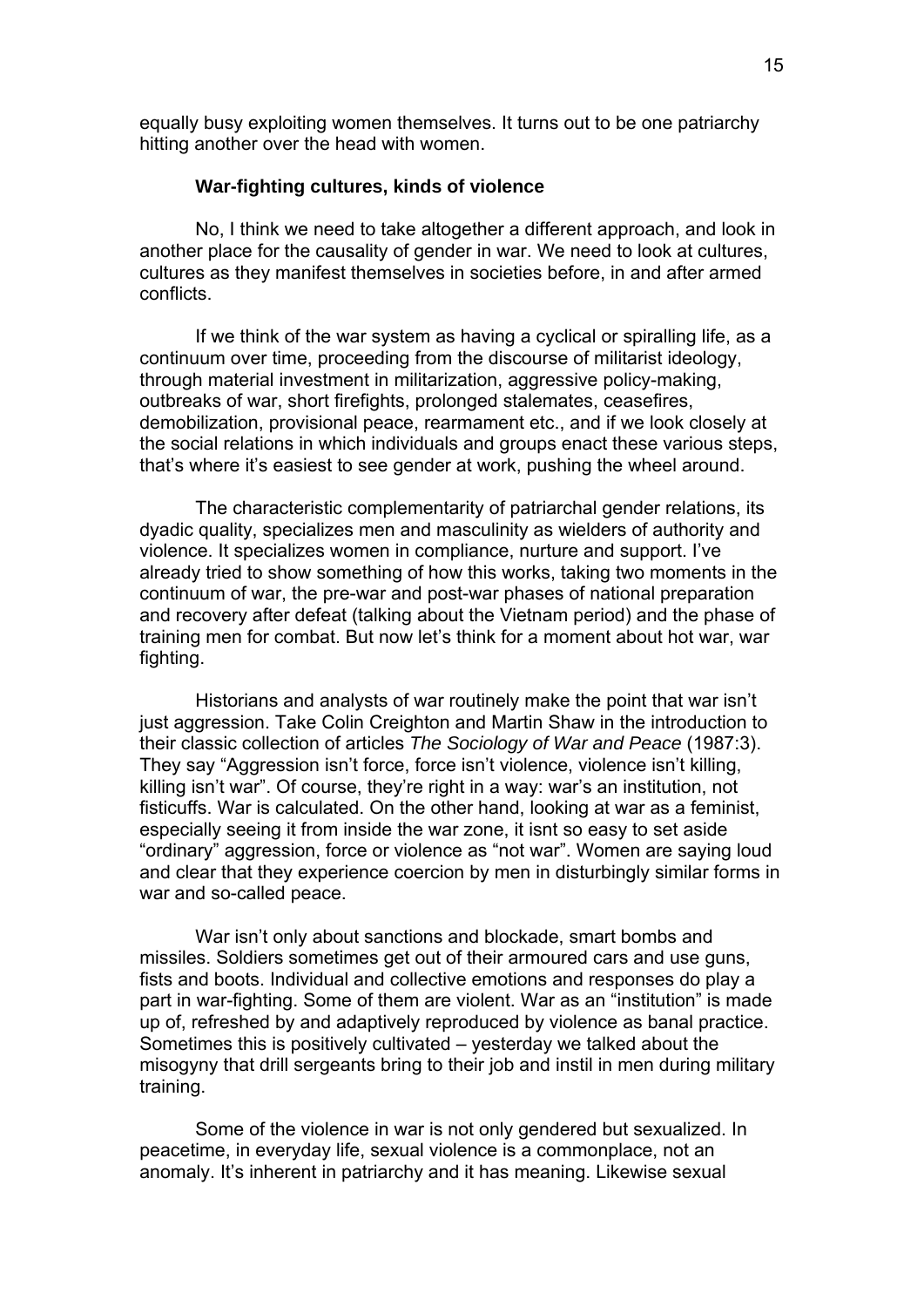equally busy exploiting women themselves. It turns out to be one patriarchy hitting another over the head with women.

### War-fighting cultures, kinds of violence

No, I think we need to take altogether a different approach, and look in another place for the causality of gender in war. We need to look at cultures, cultures as they manifest themselves in societies before, in and after armed conflicts.

If we think of the war system as having a cyclical or spiralling life, as a continuum over time, proceeding from the discourse of militarist ideology, through material investment in militarization, aggressive policy-making, outbreaks of war, short firefights, prolonged stalemates, ceasefires, demobilization, provisional peace, rearmament etc., and if we look closely at the social relations in which individuals and groups enact these various steps, that's where it's easiest to see gender at work, pushing the wheel around.

The characteristic complementarity of patriarchal gender relations, its dyadic quality, specializes men and masculinity as wielders of authority and violence. It specializes women in compliance, nurture and support. I've already tried to show something of how this works, taking two moments in the continuum of war, the pre-war and post-war phases of national preparation and recovery after defeat (talking about the Vietnam period) and the phase of training men for combat. But now let's think for a moment about hot war, war fighting.

Historians and analysts of war routinely make the point that war isn't just aggression. Take Colin Creighton and Martin Shaw in the introduction to their classic collection of articles *The Sociology of War and Peace* (1987:3). They say "Aggression isn't force, force isn't violence, violence isn't killing, killing isn't war". Of course, they're right in a way: war's an institution, not fisticuffs. War is calculated. On the other hand, looking at war as a feminist, especially seeing it from inside the war zone, it isnt so easy to set aside "ordinary" aggression, force or violence as "not war". Women are saying loud and clear that they experience coercion by men in disturbingly similar forms in war and so-called peace.

War isn't only about sanctions and blockade, smart bombs and missiles. Soldiers sometimes get out of their armoured cars and use guns, fists and boots. Individual and collective emotions and responses do play a part in war-fighting. Some of them are violent. War as an "institution" is made up of, refreshed by and adaptively reproduced by violence as banal practice. Sometimes this is positively cultivated – yesterday we talked about the misogyny that drill sergeants bring to their job and instil in men during military training.

Some of the violence in war is not only gendered but sexualized. In peacetime, in everyday life, sexual violence is a commonplace, not an anomaly. It's inherent in patriarchy and it has meaning. Likewise sexual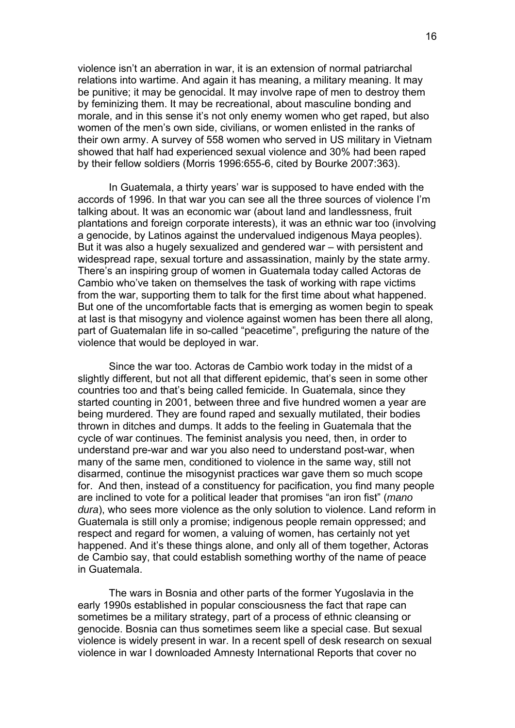violence isn't an aberration in war, it is an extension of normal patriarchal relations into wartime. And again it has meaning, a military meaning. It may be punitive; it may be genocidal. It may involve rape of men to destroy them by feminizing them. It may be recreational, about masculine bonding and morale, and in this sense it's not only enemy women who get raped, but also women of the men's own side, civilians, or women enlisted in the ranks of their own army. A survey of 558 women who served in US military in Vietnam showed that half had experienced sexual violence and 30% had been raped by their fellow soldiers (Morris 1996:655-6, cited by Bourke 2007:363).

In Guatemala, a thirty years' war is supposed to have ended with the accords of 1996. In that war you can see all the three sources of violence I'm talking about. It was an economic war (about land and landlessness, fruit plantations and foreign corporate interests), it was an ethnic war too (involving a genocide, by Latinos against the undervalued indigenous Maya peoples). But it was also a hugely sexualized and gendered war – with persistent and widespread rape, sexual torture and assassination, mainly by the state army. There's an inspiring group of women in Guatemala today called Actoras de Cambio who've taken on themselves the task of working with rape victims from the war, supporting them to talk for the first time about what happened. But one of the uncomfortable facts that is emerging as women begin to speak at last is that misogyny and violence against women has been there all along, part of Guatemalan life in so-called "peacetime", prefiguring the nature of the violence that would be deployed in war.

Since the war too. Actoras de Cambio work today in the midst of a slightly different, but not all that different epidemic, that's seen in some other countries too and that's being called femicide. In Guatemala, since they started counting in 2001, between three and five hundred women a year are being murdered. They are found raped and sexually mutilated, their bodies thrown in ditches and dumps. It adds to the feeling in Guatemala that the cycle of war continues. The feminist analysis you need, then, in order to understand pre-war and war you also need to understand post-war, when many of the same men, conditioned to violence in the same way, still not disarmed, continue the misogynist practices war gave them so much scope for. And then, instead of a constituency for pacification, you find many people are inclined to vote for a political leader that promises "an iron fist" (*mano dura*), who sees more violence as the only solution to violence. Land reform in Guatemala is still only a promise; indigenous people remain oppressed; and respect and regard for women, a valuing of women, has certainly not yet happened. And it's these things alone, and only all of them together, Actoras de Cambio say, that could establish something worthy of the name of peace in Guatemala.

The wars in Bosnia and other parts of the former Yugoslavia in the early 1990s established in popular consciousness the fact that rape can sometimes be a military strategy, part of a process of ethnic cleansing or genocide. Bosnia can thus sometimes seem like a special case. But sexual violence is widely present in war. In a recent spell of desk research on sexual violence in war I downloaded Amnesty International Reports that cover no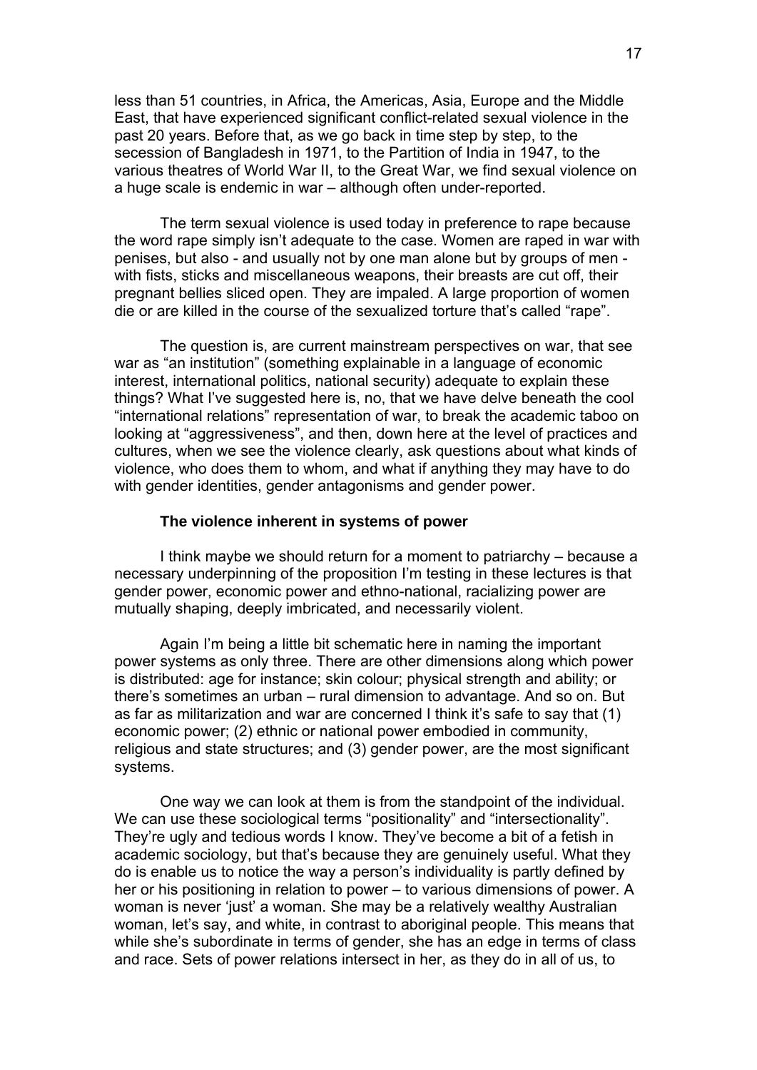less than 51 countries, in Africa, the Americas, Asia, Europe and the Middle East, that have experienced significant conflict-related sexual violence in the past 20 years. Before that, as we go back in time step by step, to the secession of Bangladesh in 1971, to the Partition of India in 1947, to the various theatres of World War II, to the Great War, we find sexual violence on a huge scale is endemic in war – although often under-reported.

The term sexual violence is used today in preference to rape because the word rape simply isn't adequate to the case. Women are raped in war with penises, but also - and usually not by one man alone but by groups of men - with fists, sticks and miscellaneous weapons, their breasts are cut off, their pregnant bellies sliced open. They are impaled. A large proportion of women die or are killed in the course of the sexualized torture that's called "rape".

The question is, are current mainstream perspectives on war, that see war as "an institution" (something explainable in a language of economic interest, international politics, national security) adequate to explain these things? What I've suggested here is, no, that we have delve beneath the cool "international relations" representation of war, to break the academic taboo on looking at "aggressiveness", and then, down here at the level of practices and cultures, when we see the violence clearly, ask questions about what kinds of violence, who does them to whom, and what if anything they may have to do with gender identities, gender antagonisms and gender power.

### The violence inherent in systems of power

I think maybe we should return for a moment to patriarchy – because a necessary underpinning of the proposition I'm testing in these lectures is that gender power, economic power and ethno-national, racializing power are mutually shaping, deeply imbricated, and necessarily violent.

Again I'm being a little bit schematic here in naming the important power systems as only three. There are other dimensions along which power is distributed: age for instance; skin colour; physical strength and ability; or there's sometimes an urban – rural dimension to advantage. And so on. But as far as militarization and war are concerned I think it's safe to say that (1) economic power; (2) ethnic or national power embodied in community, religious and state structures; and (3) gender power, are the most significant systems.

One way we can look at them is from the standpoint of the individual. We can use these sociological terms "positionality" and "intersectionality". They're ugly and tedious words I know. They've become a bit of a fetish in academic sociology, but that's because they are genuinely useful. What they do is enable us to notice the way a person's individuality is partly defined by her or his positioning in relation to power – to various dimensions of power. A woman is never 'just' a woman. She may be a relatively wealthy Australian woman, let's say, and white, in contrast to aboriginal people. This means that while she's subordinate in terms of gender, she has an edge in terms of class and race. Sets of power relations intersect in her, as they do in all of us, to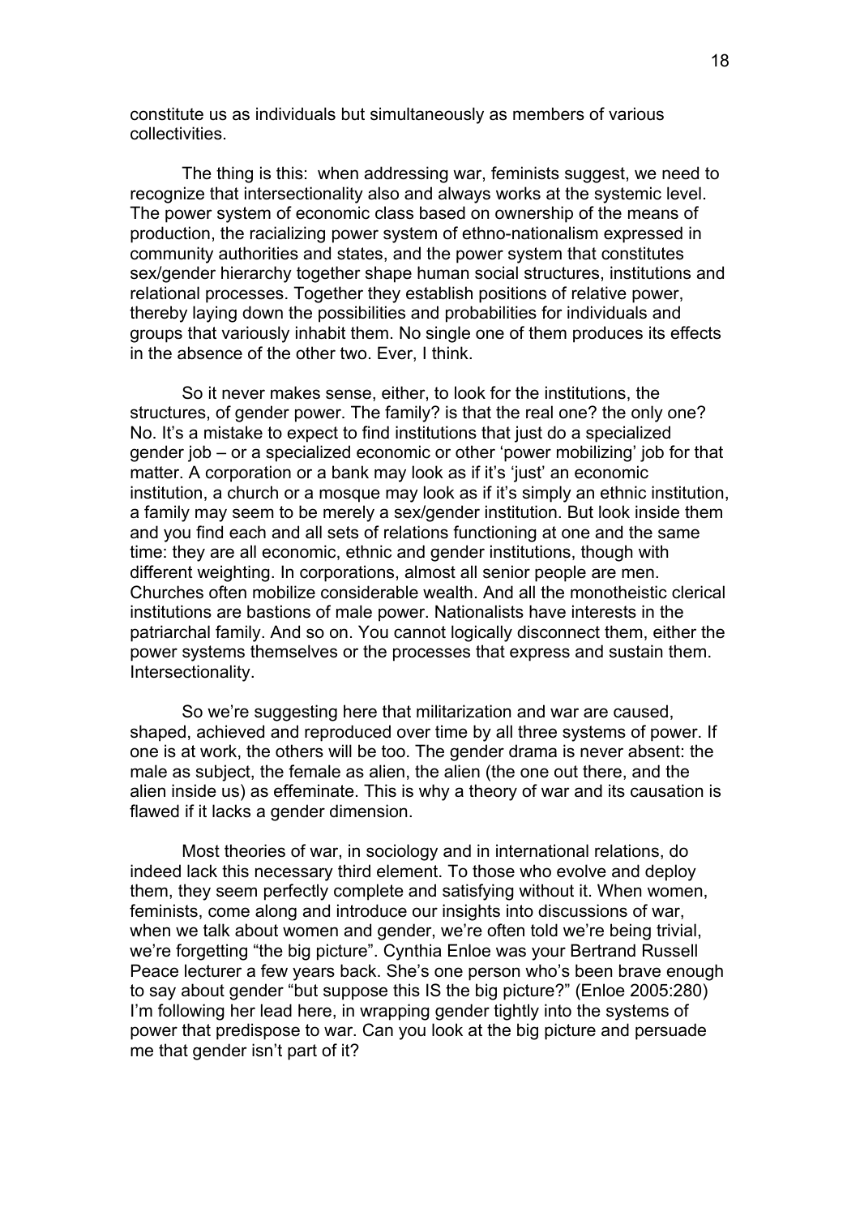constitute us as individuals but simultaneously as members of various collectivities.

The thing is this: when addressing war, feminists suggest, we need to recognize that intersectionality also and always works at the systemic level. The power system of economic class based on ownership of the means of production, the racializing power system of ethno-nationalism expressed in community authorities and states, and the power system that constitutes sex/gender hierarchy together shape human social structures, institutions and relational processes. Together they establish positions of relative power, thereby laying down the possibilities and probabilities for individuals and groups that variously inhabit them. No single one of them produces its effects in the absence of the other two. Ever, I think.

So it never makes sense, either, to look for the institutions, the structures, of gender power. The family? is that the real one? the only one? No. It's a mistake to expect to find institutions that just do a specialized gender job – or a specialized economic or other 'power mobilizing' job for that matter. A corporation or a bank may look as if it's 'just' an economic institution, a church or a mosque may look as if it's simply an ethnic institution, a family may seem to be merely a sex/gender institution. But look inside them and you find each and all sets of relations functioning at one and the same time: they are all economic, ethnic and gender institutions, though with different weighting. In corporations, almost all senior people are men. Churches often mobilize considerable wealth. And all the monotheistic clerical institutions are bastions of male power. Nationalists have interests in the patriarchal family. And so on. You cannot logically disconnect them, either the power systems themselves or the processes that express and sustain them. Intersectionality.

So we're suggesting here that militarization and war are caused, shaped, achieved and reproduced over time by all three systems of power. If one is at work, the others will be too. The gender drama is never absent: the male as subject, the female as alien, the alien (the one out there, and the alien inside us) as effeminate. This is why a theory of war and its causation is flawed if it lacks a gender dimension.

Most theories of war, in sociology and in international relations, do indeed lack this necessary third element. To those who evolve and deploy them, they seem perfectly complete and satisfying without it. When women, feminists, come along and introduce our insights into discussions of war, when we talk about women and gender, we're often told we're being trivial, we're forgetting "the big picture". Cynthia Enloe was your Bertrand Russell Peace lecturer a few years back. She's one person who's been brave enough to say about gender "but suppose this IS the big picture?" (Enloe 2005:280) I'm following her lead here, in wrapping gender tightly into the systems of power that predispose to war. Can you look at the big picture and persuade me that gender isn't part of it?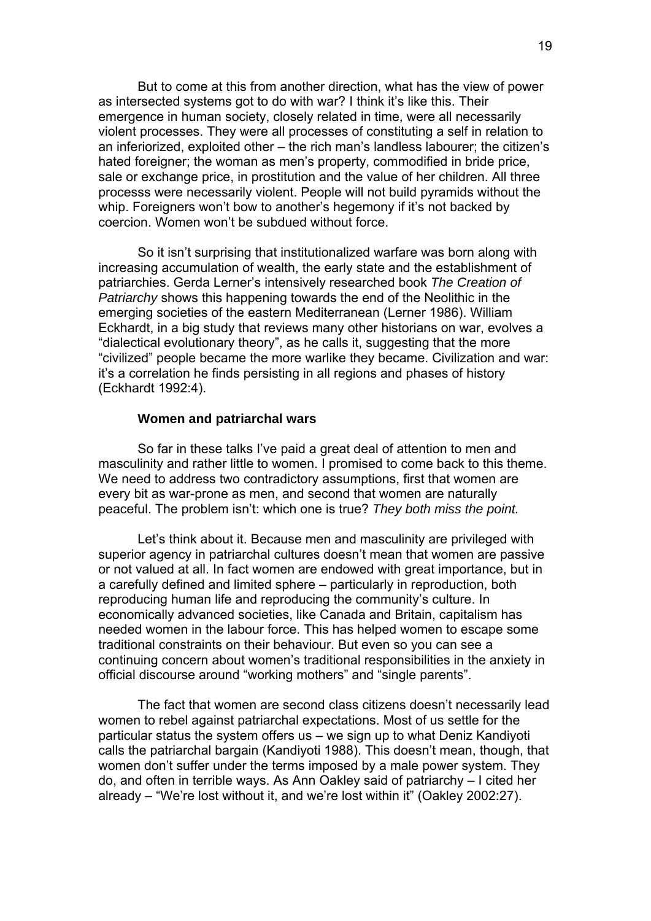But to come at this from another direction, what has the view of power as intersected systems got to do with war? I think it's like this. Their emergence in human society, closely related in time, were all necessarily violent processes. They were all processes of constituting a self in relation to an inferiorized, exploited other – the rich man's landless labourer; the citizen's hated foreigner; the woman as men's property, commodified in bride price, sale or exchange price, in prostitution and the value of her children. All three processs were necessarily violent. People will not build pyramids without the whip. Foreigners won't bow to another's hegemony if it's not backed by coercion. Women won't be subdued without force.

So it isn't surprising that institutionalized warfare was born along with increasing accumulation of wealth, the early state and the establishment of patriarchies. Gerda Lerner's intensively researched book *The Creation of Patriarchy* shows this happening towards the end of the Neolithic in the emerging societies of the eastern Mediterranean (Lerner 1986). William Eckhardt, in a big study that reviews many other historians on war, evolves a "dialectical evolutionary theory", as he calls it, suggesting that the more "civilized" people became the more warlike they became. Civilization and war: it's a correlation he finds persisting in all regions and phases of history (Eckhardt 1992:4).

### Women and patriarchal wars

So far in these talks I've paid a great deal of attention to men and masculinity and rather little to women. I promised to come back to this theme. We need to address two contradictory assumptions, first that women are every bit as war-prone as men, and second that women are naturally peaceful. The problem isn't: which one is true? *They both miss the point.*

Let's think about it. Because men and masculinity are privileged with superior agency in patriarchal cultures doesn't mean that women are passive or not valued at all. In fact women are endowed with great importance, but in a carefully defined and limited sphere – particularly in reproduction, both reproducing human life and reproducing the community's culture. In economically advanced societies, like Canada and Britain, capitalism has needed women in the labour force. This has helped women to escape some traditional constraints on their behaviour. But even so you can see a continuing concern about women's traditional responsibilities in the anxiety in official discourse around "working mothers" and "single parents".

The fact that women are second class citizens doesn't necessarily lead women to rebel against patriarchal expectations. Most of us settle for the particular status the system offers us – we sign up to what Deniz Kandiyoti calls the patriarchal bargain (Kandiyoti 1988). This doesn't mean, though, that women don't suffer under the terms imposed by a male power system. They do, and often in terrible ways. As Ann Oakley said of patriarchy – I cited her already – "We're lost without it, and we're lost within it" (Oakley 2002:27).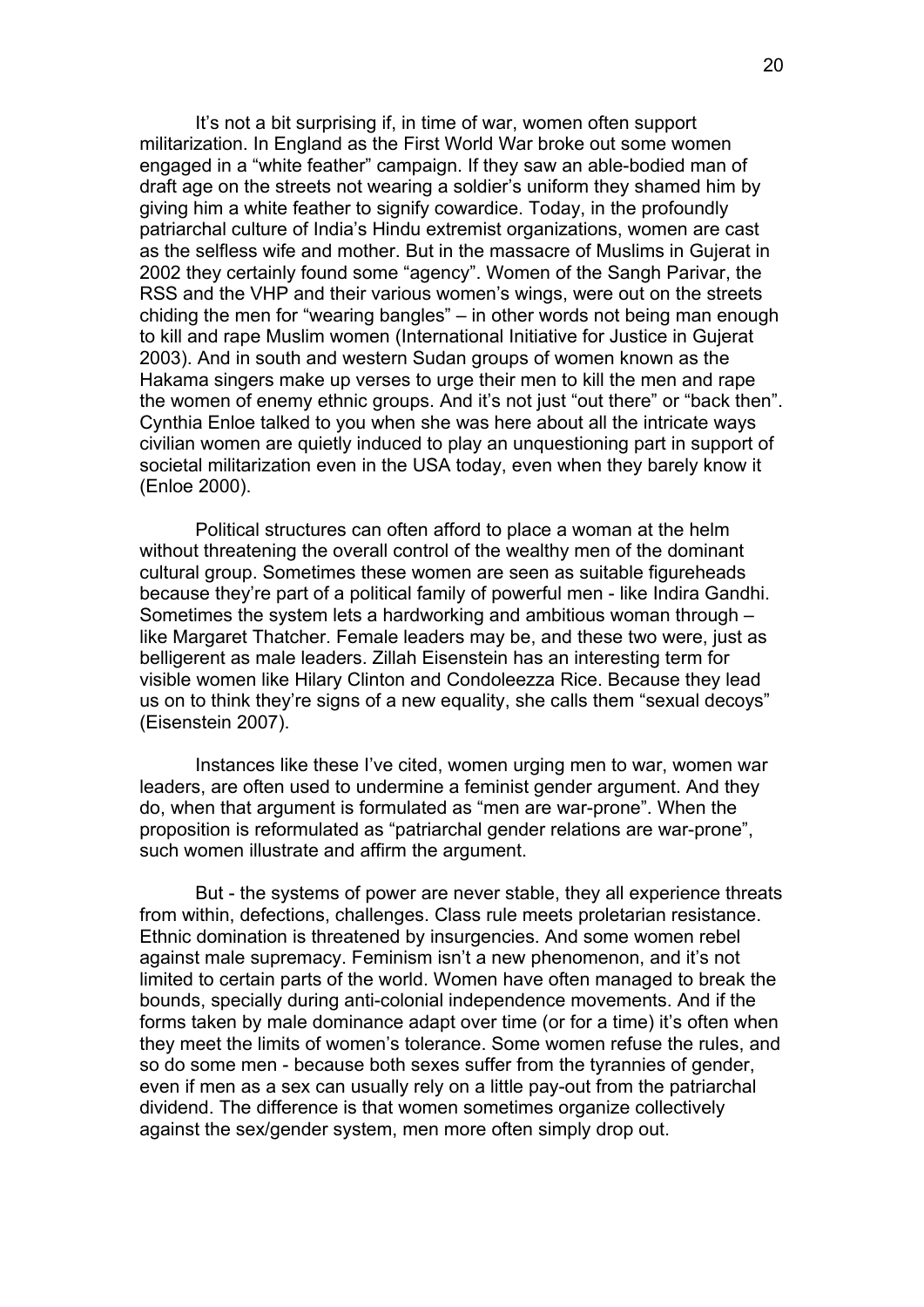It's not a bit surprising if, in time of war, women often support militarization. In England as the First World War broke out some women engaged in a "white feather" campaign. If they saw an able-bodied man of draft age on the streets not wearing a soldier's uniform they shamed him by giving him a white feather to signify cowardice. Today, in the profoundly patriarchal culture of India's Hindu extremist organizations, women are cast as the selfless wife and mother. But in the massacre of Muslims in Gujerat in 2002 they certainly found some "agency". Women of the Sangh Parivar, the RSS and the VHP and their various women's wings, were out on the streets chiding the men for "wearing bangles" – in other words not being man enough to kill and rape Muslim women (International Initiative for Justice in Gujerat 2003). And in south and western Sudan groups of women known as the Hakama singers make up verses to urge their men to kill the men and rape the women of enemy ethnic groups. And it's not just "out there" or "back then". Cynthia Enloe talked to you when she was here about all the intricate ways civilian women are quietly induced to play an unquestioning part in support of societal militarization even in the USA today, even when they barely know it (Enloe 2000).

Political structures can often afford to place a woman at the helm without threatening the overall control of the wealthy men of the dominant cultural group. Sometimes these women are seen as suitable figureheads because they're part of a political family of powerful men - like Indira Gandhi. Sometimes the system lets a hardworking and ambitious woman through – like Margaret Thatcher. Female leaders may be, and these two were, just as belligerent as male leaders. Zillah Eisenstein has an interesting term for visible women like Hilary Clinton and Condoleezza Rice. Because they lead us on to think they're signs of a new equality, she calls them "sexual decoys" (Eisenstein 2007).

Instances like these I've cited, women urging men to war, women war leaders, are often used to undermine a feminist gender argument. And they do, when that argument is formulated as "men are war-prone". When the proposition is reformulated as "patriarchal gender relations are war-prone", such women illustrate and affirm the argument.

But - the systems of power are never stable, they all experience threats from within, defections, challenges. Class rule meets proletarian resistance. Ethnic domination is threatened by insurgencies. And some women rebel against male supremacy. Feminism isn't a new phenomenon, and it's not limited to certain parts of the world. Women have often managed to break the bounds, specially during anti-colonial independence movements. And if the forms taken by male dominance adapt over time (or for a time) it's often when they meet the limits of women's tolerance. Some women refuse the rules, and so do some men - because both sexes suffer from the tyrannies of gender, even if men as a sex can usually rely on a little pay-out from the patriarchal dividend. The difference is that women sometimes organize collectively against the sex/gender system, men more often simply drop out.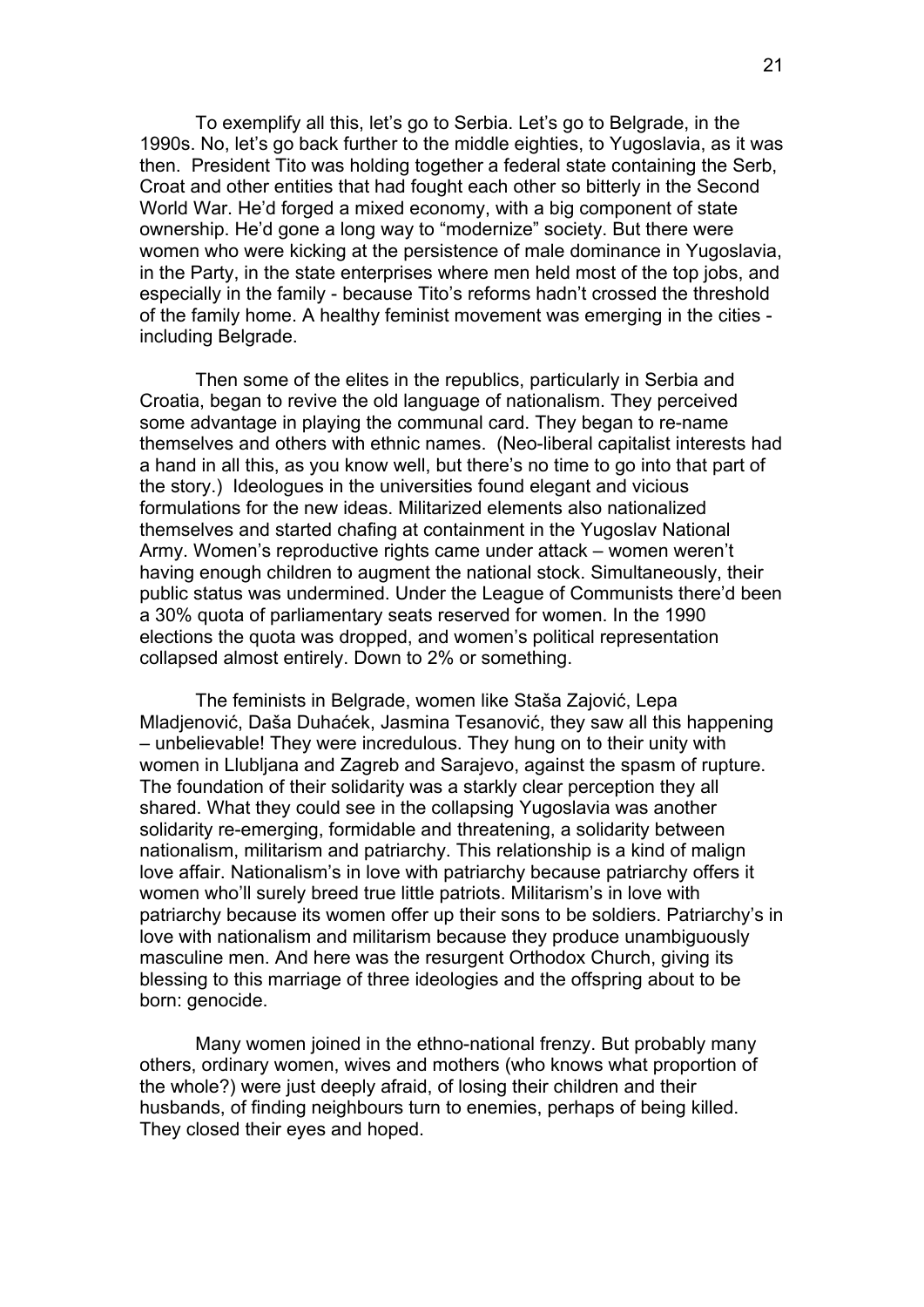To exemplify all this, let's go to Serbia. Let's go to Belgrade, in the 1990s. No, let's go back further to the middle eighties, to Yugoslavia, as it was then. President Tito was holding together a federal state containing the Serb, Croat and other entities that had fought each other so bitterly in the Second World War. He'd forged a mixed economy, with a big component of state ownership. He'd gone a long way to "modernize" society. But there were women who were kicking at the persistence of male dominance in Yugoslavia, in the Party, in the state enterprises where men held most of the top jobs, and especially in the family - because Tito's reforms hadn't crossed the threshold of the family home. A healthy feminist movement was emerging in the cities - including Belgrade.

Then some of the elites in the republics, particularly in Serbia and Croatia, began to revive the old language of nationalism. They perceived some advantage in playing the communal card. They began to re-name themselves and others with ethnic names. (Neo-liberal capitalist interests had a hand in all this, as you know well, but there's no time to go into that part of the story.) Ideologues in the universities found elegant and vicious formulations for the new ideas. Militarized elements also nationalized themselves and started chafing at containment in the Yugoslav National Army. Women's reproductive rights came under attack – women weren't having enough children to augment the national stock. Simultaneously, their public status was undermined. Under the League of Communists there'd been a 30% quota of parliamentary seats reserved for women. In the 1990 elections the quota was dropped, and women's political representation collapsed almost entirely. Down to 2% or something.

The feminists in Belgrade, women like Staša Zajović, Lepa Mladjenović, Daša Duhaćek, Jasmina Tesanović, they saw all this happening – unbelievable! They were incredulous. They hung on to their unity with women in Llubljana and Zagreb and Sarajevo, against the spasm of rupture. The foundation of their solidarity was a starkly clear perception they all shared. What they could see in the collapsing Yugoslavia was another solidarity re-emerging, formidable and threatening, a solidarity between nationalism, militarism and patriarchy. This relationship is a kind of malign love affair. Nationalism's in love with patriarchy because patriarchy offers it women who'll surely breed true little patriots. Militarism's in love with patriarchy because its women offer up their sons to be soldiers. Patriarchy's in love with nationalism and militarism because they produce unambiguously masculine men. And here was the resurgent Orthodox Church, giving its blessing to this marriage of three ideologies and the offspring about to be born: genocide.

Many women joined in the ethno-national frenzy. But probably many others, ordinary women, wives and mothers (who knows what proportion of the whole?) were just deeply afraid, of losing their children and their husbands, of finding neighbours turn to enemies, perhaps of being killed. They closed their eyes and hoped.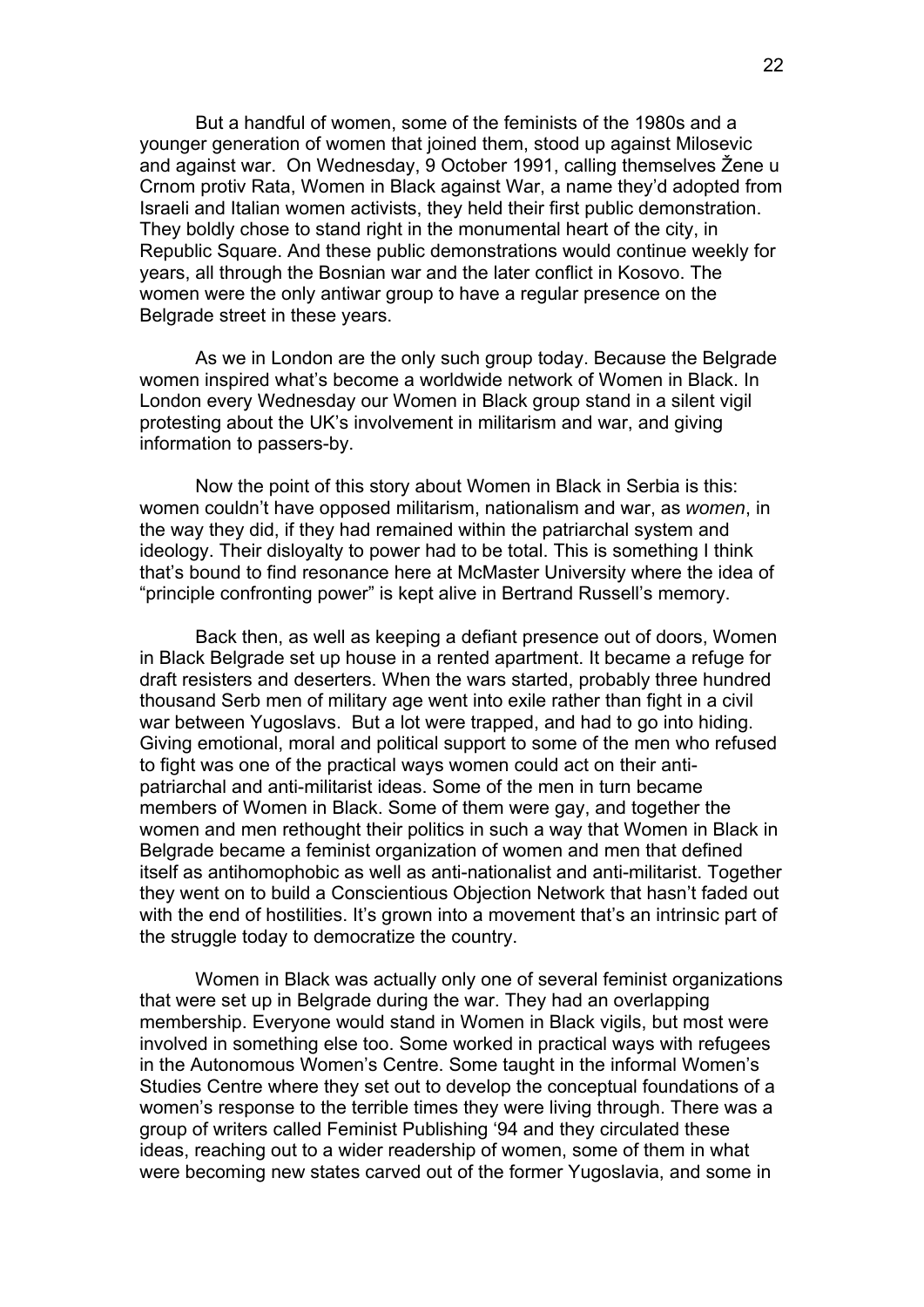But a handful of women, some of the feminists of the 1980s and a younger generation of women that joined them, stood up against Milosevic and against war. On Wednesday, 9 October 1991, calling themselves Žene u Crnom protiv Rata, Women in Black against War, a name they'd adopted from Israeli and Italian women activists, they held their first public demonstration. They boldly chose to stand right in the monumental heart of the city, in Republic Square. And these public demonstrations would continue weekly for years, all through the Bosnian war and the later conflict in Kosovo. The women were the only antiwar group to have a regular presence on the Belgrade street in these years.

As we in London are the only such group today. Because the Belgrade women inspired what's become a worldwide network of Women in Black. In London every Wednesday our Women in Black group stand in a silent vigil protesting about the UK's involvement in militarism and war, and giving information to passers-by.

Now the point of this story about Women in Black in Serbia is this: women couldn't have opposed militarism, nationalism and war, as *women*, in the way they did, if they had remained within the patriarchal system and ideology. Their disloyalty to power had to be total. This is something I think that's bound to find resonance here at McMaster University where the idea of "principle confronting power" is kept alive in Bertrand Russell's memory.

Back then, as well as keeping a defiant presence out of doors, Women in Black Belgrade set up house in a rented apartment. It became a refuge for draft resisters and deserters. When the wars started, probably three hundred thousand Serb men of military age went into exile rather than fight in a civil war between Yugoslavs. But a lot were trapped, and had to go into hiding. Giving emotional, moral and political support to some of the men who refused to fight was one of the practical ways women could act on their anti-patriarchal and anti-militarist ideas. Some of the men in turn became members of Women in Black. Some of them were gay, and together the women and men rethought their politics in such a way that Women in Black in Belgrade became a feminist organization of women and men that defined itself as antihomophobic as well as anti-nationalist and anti-militarist. Together they went on to build a Conscientious Objection Network that hasn't faded out with the end of hostilities. It's grown into a movement that's an intrinsic part of the struggle today to democratize the country.

Women in Black was actually only one of several feminist organizations that were set up in Belgrade during the war. They had an overlapping membership. Everyone would stand in Women in Black vigils, but most were involved in something else too. Some worked in practical ways with refugees in the Autonomous Women's Centre. Some taught in the informal Women's Studies Centre where they set out to develop the conceptual foundations of a women's response to the terrible times they were living through. There was a group of writers called Feminist Publishing '94 and they circulated these ideas, reaching out to a wider readership of women, some of them in what were becoming new states carved out of the former Yugoslavia, and some in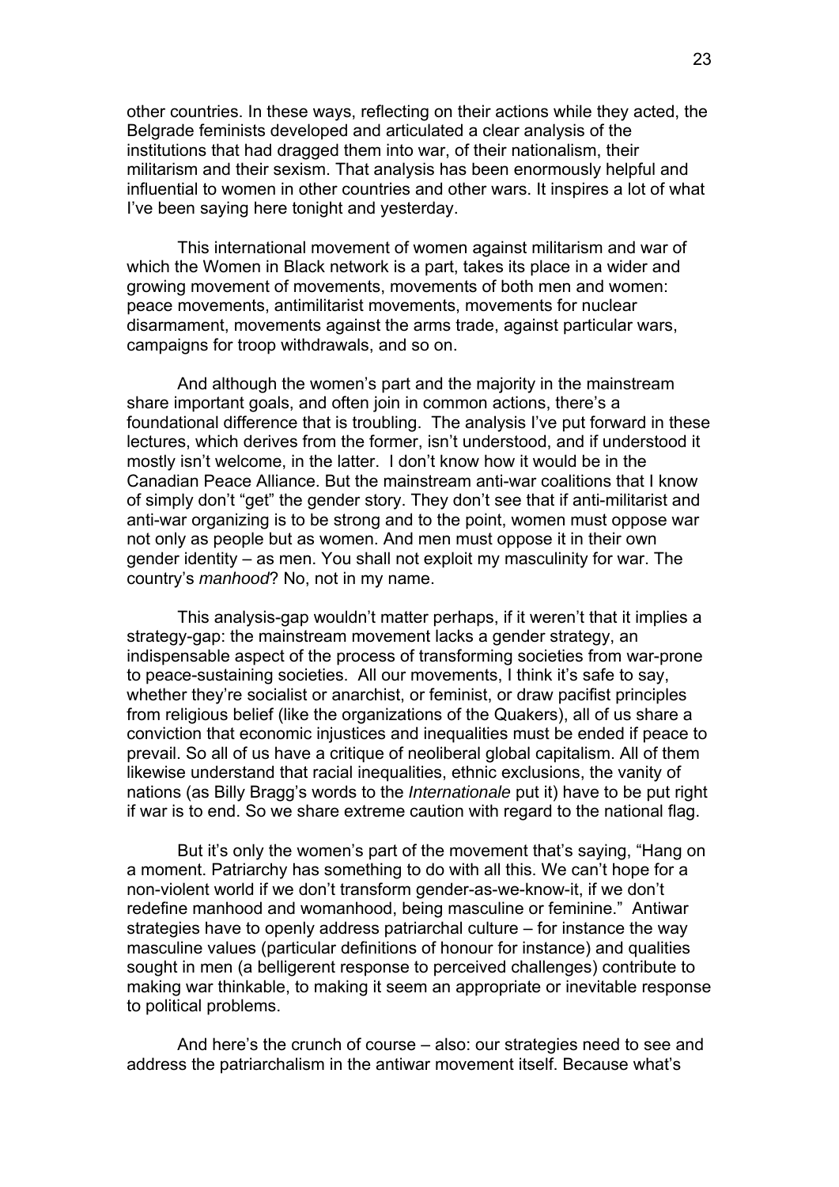other countries. In these ways, reflecting on their actions while they acted, the Belgrade feminists developed and articulated a clear analysis of the institutions that had dragged them into war, of their nationalism, their militarism and their sexism. That analysis has been enormously helpful and influential to women in other countries and other wars. It inspires a lot of what I've been saying here tonight and yesterday.

This international movement of women against militarism and war of which the Women in Black network is a part, takes its place in a wider and growing movement of movements, movements of both men and women: peace movements, antimilitarist movements, movements for nuclear disarmament, movements against the arms trade, against particular wars, campaigns for troop withdrawals, and so on.

And although the women's part and the majority in the mainstream share important goals, and often join in common actions, there's a foundational difference that is troubling. The analysis I've put forward in these lectures, which derives from the former, isn't understood, and if understood it mostly isn't welcome, in the latter. I don't know how it would be in the Canadian Peace Alliance. But the mainstream anti-war coalitions that I know of simply don't "get" the gender story. They don't see that if anti-militarist and anti-war organizing is to be strong and to the point, women must oppose war not only as people but as women. And men must oppose it in their own gender identity – as men. You shall not exploit my masculinity for war. The country's *manhood*? No, not in my name.

This analysis-gap wouldn't matter perhaps, if it weren't that it implies a strategy-gap: the mainstream movement lacks a gender strategy, an indispensable aspect of the process of transforming societies from war-prone to peace-sustaining societies. All our movements, I think it's safe to say, whether they're socialist or anarchist, or feminist, or draw pacifist principles from religious belief (like the organizations of the Quakers), all of us share a conviction that economic injustices and inequalities must be ended if peace to prevail. So all of us have a critique of neoliberal global capitalism. All of them likewise understand that racial inequalities, ethnic exclusions, the vanity of nations (as Billy Bragg's words to the *Internationale* put it) have to be put right if war is to end. So we share extreme caution with regard to the national flag.

But it's only the women's part of the movement that's saying, "Hang on a moment. Patriarchy has something to do with all this. We can't hope for a non-violent world if we don't transform gender-as-we-know-it, if we don't redefine manhood and womanhood, being masculine or feminine." Antiwar strategies have to openly address patriarchal culture – for instance the way masculine values (particular definitions of honour for instance) and qualities sought in men (a belligerent response to perceived challenges) contribute to making war thinkable, to making it seem an appropriate or inevitable response to political problems.

And here's the crunch of course – also: our strategies need to see and address the patriarchalism in the antiwar movement itself. Because what's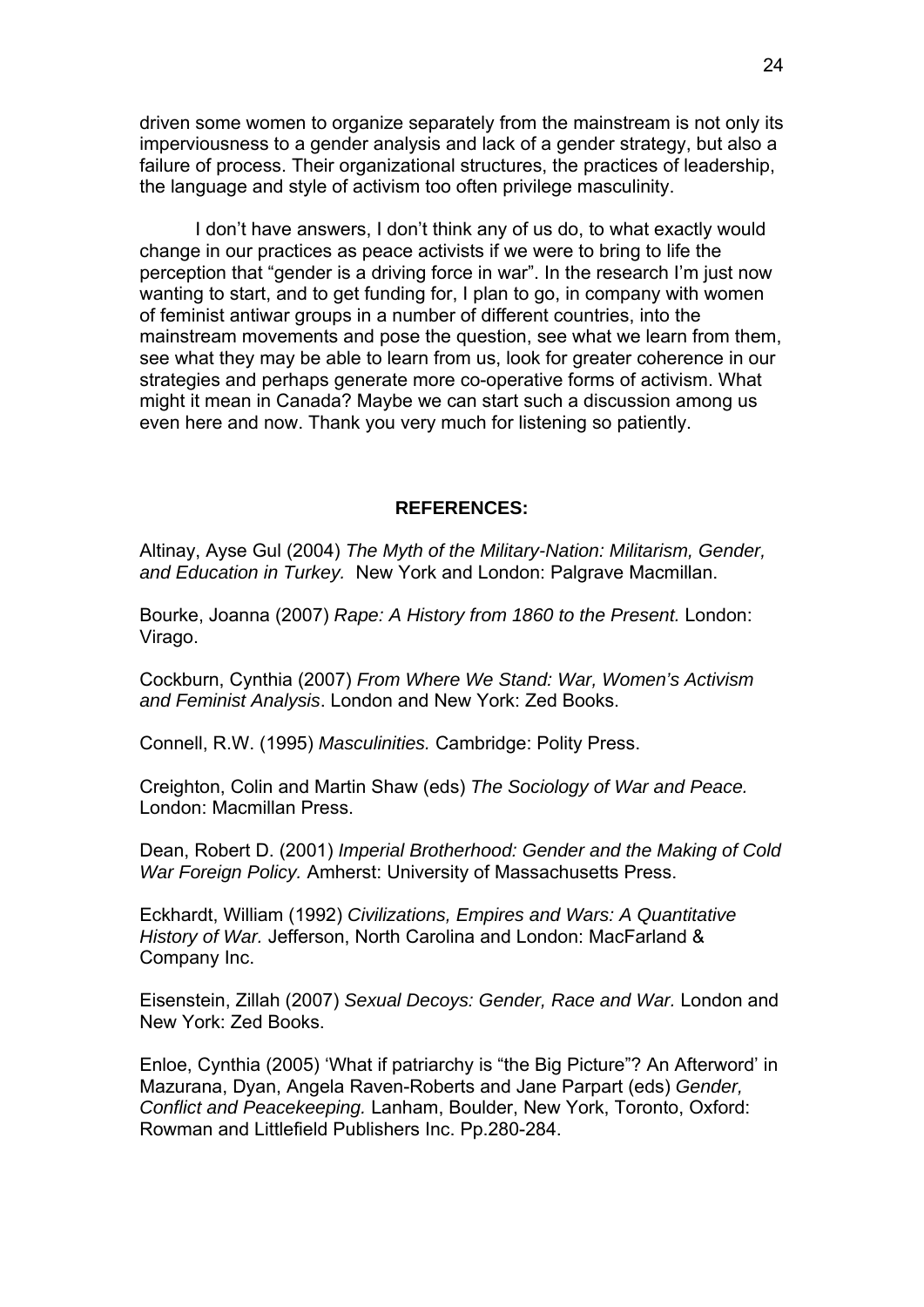driven some women to organize separately from the mainstream is not only its imperviousness to a gender analysis and lack of a gender strategy, but also a failure of process. Their organizational structures, the practices of leadership, the language and style of activism too often privilege masculinity.

I don't have answers, I don't think any of us do, to what exactly would change in our practices as peace activists if we were to bring to life the perception that "gender is a driving force in war". In the research I'm just now wanting to start, and to get funding for, I plan to go, in company with women of feminist antiwar groups in a number of different countries, into the mainstream movements and pose the question, see what we learn from them, see what they may be able to learn from us, look for greater coherence in our strategies and perhaps generate more co-operative forms of activism. What might it mean in Canada? Maybe we can start such a discussion among us even here and now. Thank you very much for listening so patiently.

**REFERENCES:**

Altinay, Ayse Gul (2004) *The Myth of the Military-Nation: Militarism, Gender, and Education in Turkey.* New York and London: Palgrave Macmillan.

Bourke, Joanna (2007) *Rape: A History from 1860 to the Present.* London: Virago.

Cockburn, Cynthia (2007) *From Where We Stand: War, Women's Activism and Feminist Analysis*. London and New York: Zed Books.

Connell, R.W. (1995) *Masculinities.* Cambridge: Polity Press.

Creighton, Colin and Martin Shaw (eds) *The Sociology of War and Peace.* London: Macmillan Press.

Dean, Robert D. (2001) *Imperial Brotherhood: Gender and the Making of Cold War Foreign Policy.* Amherst: University of Massachusetts Press.

Eckhardt, William (1992) *Civilizations, Empires and Wars: A Quantitative History of War.* Jefferson, North Carolina and London: MacFarland & Company Inc.

Eisenstein, Zillah (2007) *Sexual Decoys: Gender, Race and War.* London and New York: Zed Books.

Enloe, Cynthia (2005) 'What if patriarchy is "the Big Picture"? An Afterword' in Mazurana, Dyan, Angela Raven-Roberts and Jane Parpart (eds) *Gender, Conflict and Peacekeeping.* Lanham, Boulder, New York, Toronto, Oxford: Rowman and Littlefield Publishers Inc. Pp.280-284.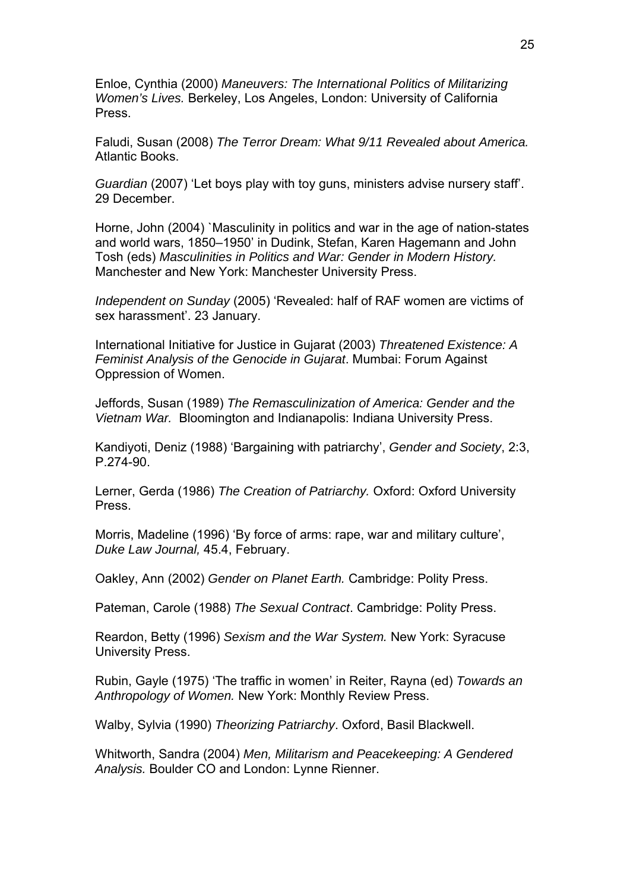Enloe, Cynthia (2000) *Maneuvers: The International Politics of Militarizing Women's Lives.* Berkeley, Los Angeles, London: University of California Press.

Faludi, Susan (2008) *The Terror Dream: What 9/11 Revealed about America.* Atlantic Books.

*Guardian* (2007) 'Let boys play with toy guns, ministers advise nursery staff'. 29 December.

Horne, John (2004) `Masculinity in politics and war in the age of nation-states and world wars, 1850–1950' in Dudink, Stefan, Karen Hagemann and John Tosh (eds) *Masculinities in Politics and War: Gender in Modern History.* Manchester and New York: Manchester University Press.

*Independent on Sunday* (2005) 'Revealed: half of RAF women are victims of sex harassment'. 23 January.

International Initiative for Justice in Gujarat (2003) *Threatened Existence: A Feminist Analysis of the Genocide in Gujarat*. Mumbai: Forum Against Oppression of Women.

Jeffords, Susan (1989) *The Remasculinization of America: Gender and the Vietnam War.* Bloomington and Indianapolis: Indiana University Press.

Kandiyoti, Deniz (1988) 'Bargaining with patriarchy', *Gender and Society*, 2:3, P.274-90.

Lerner, Gerda (1986) *The Creation of Patriarchy.* Oxford: Oxford University Press.

Morris, Madeline (1996) 'By force of arms: rape, war and military culture', *Duke Law Journal,* 45.4, February.

Oakley, Ann (2002) *Gender on Planet Earth.* Cambridge: Polity Press.

Pateman, Carole (1988) *The Sexual Contract*. Cambridge: Polity Press.

Reardon, Betty (1996) *Sexism and the War System.* New York: Syracuse University Press.

Rubin, Gayle (1975) 'The traffic in women' in Reiter, Rayna (ed) *Towards an Anthropology of Women.* New York: Monthly Review Press.

Walby, Sylvia (1990) *Theorizing Patriarchy*. Oxford, Basil Blackwell.

Whitworth, Sandra (2004) *Men, Militarism and Peacekeeping: A Gendered Analysis.* Boulder CO and London: Lynne Rienner.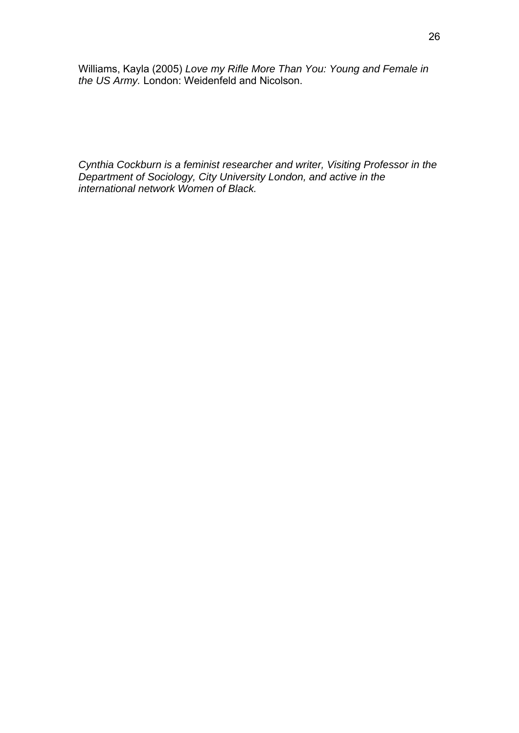Williams, Kayla (2005) *Love my Rifle More Than You: Young and Female in the US Army.* London: Weidenfeld and Nicolson.

*Cynthia Cockburn is a feminist researcher and writer, Visiting Professor in the Department of Sociology, City University London, and active in the international network Women of Black.*